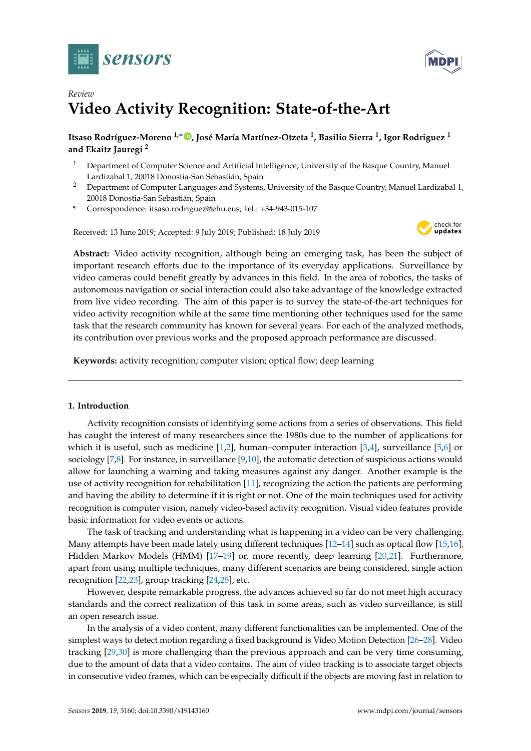*Review*

# Video Activity Recognition: State-of-the-Art

**Itsaso Rodríguez-Moreno [1,*], José María Martínez-Otzeta [1], Basilio Sierra [1], Igor Rodriguez [1] and Ekaitz Jauregi [2]**

[1] Department of Computer Science and Artificial Intelligence, University of the Basque Country, Manuel Lardizabal 1, 20018 Donostia-San Sebastián, Spain

[2] Department of Computer Languages and Systems, University of the Basque Country, Manuel Lardizabal 1, 20018 Donostia-San Sebastián, Spain

\* Correspondence: itsaso.rodriguez@ehu.eus; Tel.: +34-943-015-107

Received: 13 June 2019; Accepted: 9 July 2019; Published: 18 July 2019

**Abstract:** Video activity recognition, although being an emerging task, has been the subject of important research efforts due to the importance of its everyday applications. Surveillance by video cameras could benefit greatly by advances in this field. In the area of robotics, the tasks of autonomous navigation or social interaction could also take advantage of the knowledge extracted from live video recording. The aim of this paper is to survey the state-of-the-art techniques for video activity recognition while at the same time mentioning other techniques used for the same task that the research community has known for several years. For each of the analyzed methods, its contribution over previous works and the proposed approach performance are discussed.

**Keywords:** activity recognition; computer vision; optical flow; deep learning

## 1. Introduction

Activity recognition consists of identifying some actions from a series of observations. This field has caught the interest of many researchers since the 1980s due to the number of applications for which it is useful, such as medicine [1,2], human–computer interaction [3,4], surveillance [5,6] or sociology [7,8]. For instance, in surveillance [9,10], the automatic detection of suspicious actions would allow for launching a warning and taking measures against any danger. Another example is the use of activity recognition for rehabilitation [11], recognizing the action the patients are performing and having the ability to determine if it is right or not. One of the main techniques used for activity recognition is computer vision, namely video-based activity recognition. Visual video features provide basic information for video events or actions.

The task of tracking and understanding what is happening in a video can be very challenging. Many attempts have been made lately using different techniques [12–14] such as optical flow [15,16], Hidden Markov Models (HMM) [17–19] or, more recently, deep learning [20,21]. Furthermore, apart from using multiple techniques, many different scenarios are being considered, single action recognition [22,23], group tracking [24,25], etc.

However, despite remarkable progress, the advances achieved so far do not meet high accuracy standards and the correct realization of this task in some areas, such as video surveillance, is still an open research issue.

In the analysis of a video content, many different functionalities can be implemented. One of the simplest ways to detect motion regarding a fixed background is Video Motion Detection [26–28]. Video tracking [29,30] is more challenging than the previous approach and can be very time consuming, due to the amount of data that a video contains. The aim of video tracking is to associate target objects in consecutive video frames, which can be especially difficult if the objects are moving fast in relation to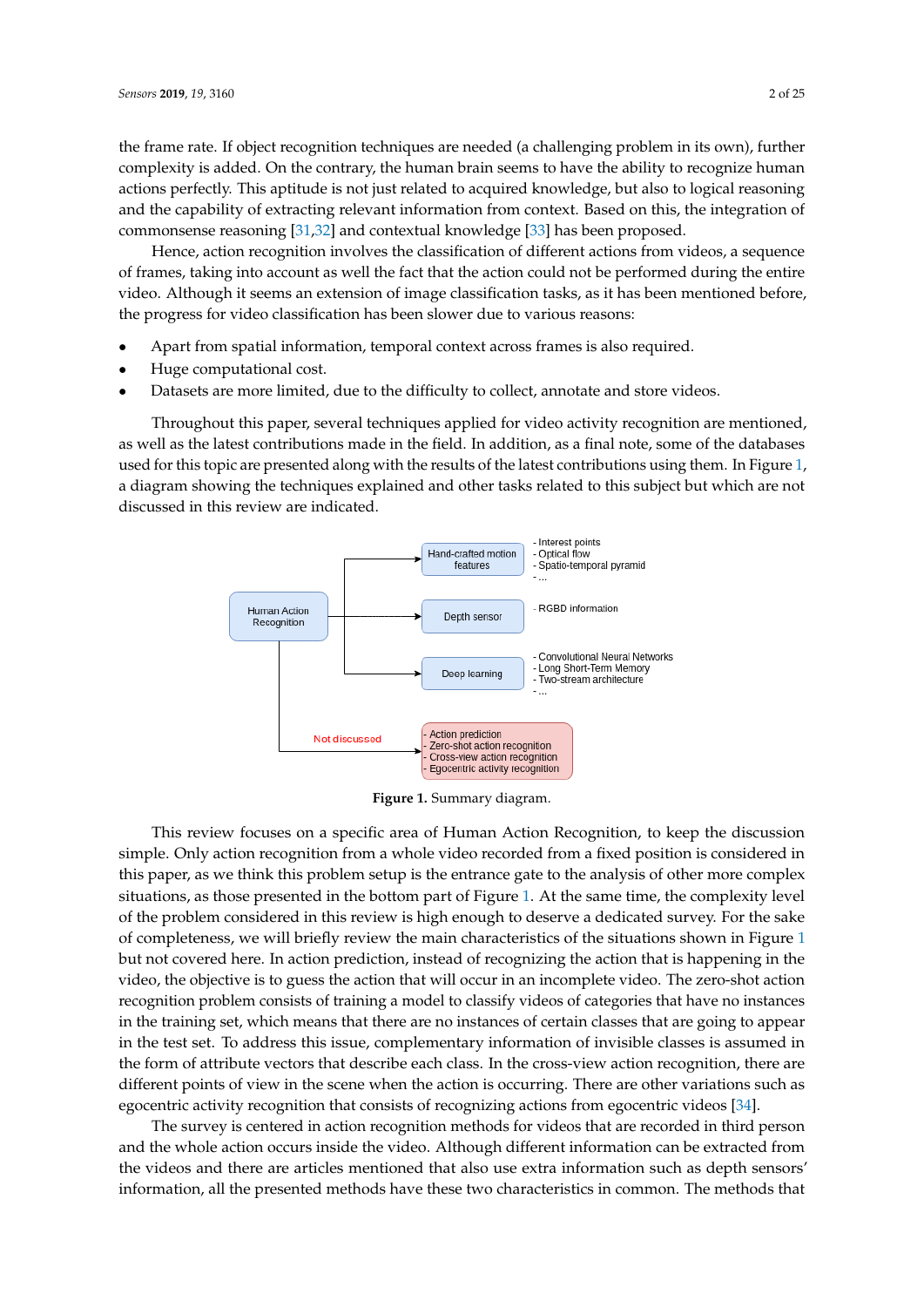the frame rate. If object recognition techniques are needed (a challenging problem in its own), further complexity is added. On the contrary, the human brain seems to have the ability to recognize human actions perfectly. This aptitude is not just related to acquired knowledge, but also to logical reasoning and the capability of extracting relevant information from context. Based on this, the integration of commonsense reasoning [31,32] and contextual knowledge [33] has been proposed.

Hence, action recognition involves the classification of different actions from videos, a sequence of frames, taking into account as well the fact that the action could not be performed during the entire video. Although it seems an extension of image classification tasks, as it has been mentioned before, the progress for video classification has been slower due to various reasons:

- Apart from spatial information, temporal context across frames is also required.
- Huge computational cost.
- Datasets are more limited, due to the difficulty to collect, annotate and store videos.

Throughout this paper, several techniques applied for video activity recognition are mentioned, as well as the latest contributions made in the field. In addition, as a final note, some of the databases used for this topic are presented along with the results of the latest contributions using them. In Figure 1, a diagram showing the techniques explained and other tasks related to this subject but which are not discussed in this review are indicated.

Human Action Recognition
- Hand-crafted motion features: Interest points; Optical flow; Spatio-temporal pyramid; ...
- Depth sensor: RGBD information
- Deep learning: Convolutional Neural Networks; Long Short-Term Memory; Two-stream architecture; ...
- Not discussed: Action prediction; Zero-shot action recognition; Cross-view action recognition; Egocentric activity recognition

**Figure 1.** Summary diagram.

This review focuses on a specific area of Human Action Recognition, to keep the discussion simple. Only action recognition from a whole video recorded from a fixed position is considered in this paper, as we think this problem setup is the entrance gate to the analysis of other more complex situations, as those presented in the bottom part of Figure 1. At the same time, the complexity level of the problem considered in this review is high enough to deserve a dedicated survey. For the sake of completeness, we will briefly review the main characteristics of the situations shown in Figure 1 but not covered here. In action prediction, instead of recognizing the action that is happening in the video, the objective is to guess the action that will occur in an incomplete video. The zero-shot action recognition problem consists of training a model to classify videos of categories that have no instances in the training set, which means that there are no instances of certain classes that are going to appear in the test set. To address this issue, complementary information of invisible classes is assumed in the form of attribute vectors that describe each class. In the cross-view action recognition, there are different points of view in the scene when the action is occurring. There are other variations such as egocentric activity recognition that consists of recognizing actions from egocentric videos [34].

The survey is centered in action recognition methods for videos that are recorded in third person and the whole action occurs inside the video. Although different information can be extracted from the videos and there are articles mentioned that also use extra information such as depth sensors' information, all the presented methods have these two characteristics in common. The methods that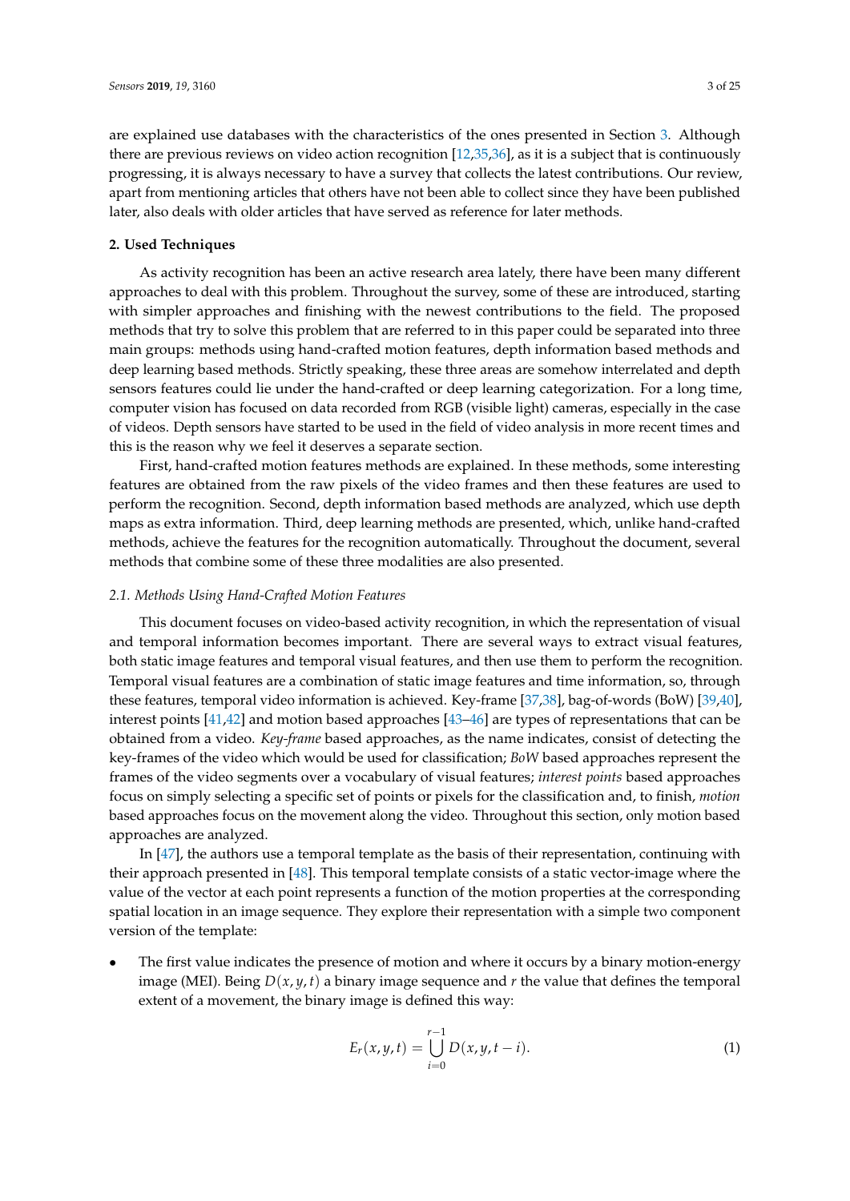are explained use databases with the characteristics of the ones presented in Section 3. Although there are previous reviews on video action recognition [12,35,36], as it is a subject that is continuously progressing, it is always necessary to have a survey that collects the latest contributions. Our review, apart from mentioning articles that others have not been able to collect since they have been published later, also deals with older articles that have served as reference for later methods.

## 2. Used Techniques

As activity recognition has been an active research area lately, there have been many different approaches to deal with this problem. Throughout the survey, some of these are introduced, starting with simpler approaches and finishing with the newest contributions to the field. The proposed methods that try to solve this problem that are referred to in this paper could be separated into three main groups: methods using hand-crafted motion features, depth information based methods and deep learning based methods. Strictly speaking, these three areas are somehow interrelated and depth sensors features could lie under the hand-crafted or deep learning categorization. For a long time, computer vision has focused on data recorded from RGB (visible light) cameras, especially in the case of videos. Depth sensors have started to be used in the field of video analysis in more recent times and this is the reason why we feel it deserves a separate section.

First, hand-crafted motion features methods are explained. In these methods, some interesting features are obtained from the raw pixels of the video frames and then these features are used to perform the recognition. Second, depth information based methods are analyzed, which use depth maps as extra information. Third, deep learning methods are presented, which, unlike hand-crafted methods, achieve the features for the recognition automatically. Throughout the document, several methods that combine some of these three modalities are also presented.

### 2.1. Methods Using Hand-Crafted Motion Features

This document focuses on video-based activity recognition, in which the representation of visual and temporal information becomes important. There are several ways to extract visual features, both static image features and temporal visual features, and then use them to perform the recognition. Temporal visual features are a combination of static image features and time information, so, through these features, temporal video information is achieved. Key-frame [37,38], bag-of-words (BoW) [39,40], interest points [41,42] and motion based approaches [43–46] are types of representations that can be obtained from a video. *Key-frame* based approaches, as the name indicates, consist of detecting the key-frames of the video which would be used for classification; *BoW* based approaches represent the frames of the video segments over a vocabulary of visual features; *interest points* based approaches focus on simply selecting a specific set of points or pixels for the classification and, to finish, *motion* based approaches focus on the movement along the video. Throughout this section, only motion based approaches are analyzed.

In [47], the authors use a temporal template as the basis of their representation, continuing with their approach presented in [48]. This temporal template consists of a static vector-image where the value of the vector at each point represents a function of the motion properties at the corresponding spatial location in an image sequence. They explore their representation with a simple two component version of the template:

- The first value indicates the presence of motion and where it occurs by a binary motion-energy image (MEI). Being $D(x, y, t)$ a binary image sequence and $r$ the value that defines the temporal extent of a movement, the binary image is defined this way:

$$E_r(x, y, t) = \bigcup_{i=0}^{r-1} D(x, y, t - i). \tag{1}$$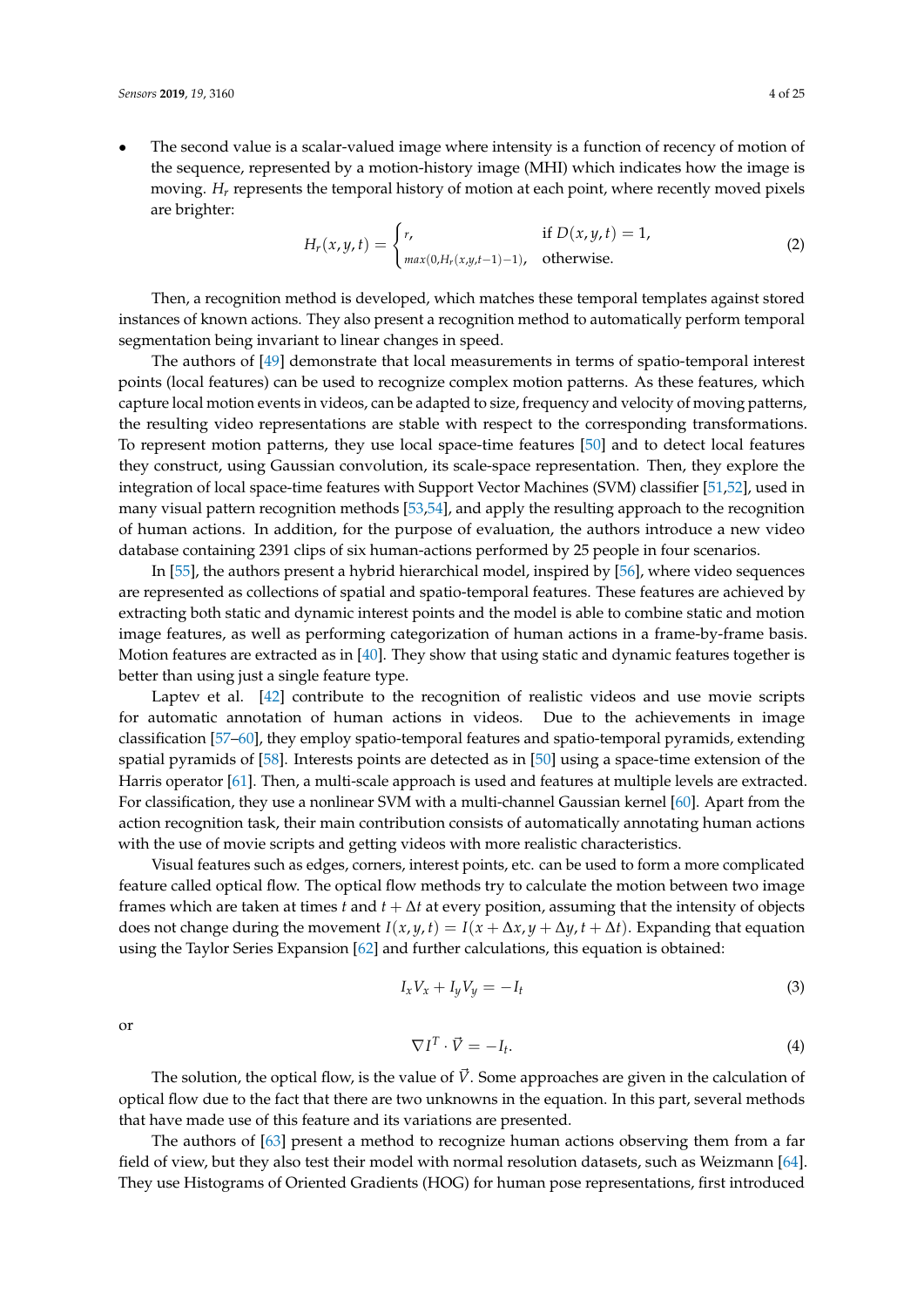- The second value is a scalar-valued image where intensity is a function of recency of motion of the sequence, represented by a motion-history image (MHI) which indicates how the image is moving. $H_r$ represents the temporal history of motion at each point, where recently moved pixels are brighter:

$$H_r(x,y,t) = \begin{cases} r, & \text{if } D(x,y,t) = 1, \\ max(0, H_r(x,y,t-1)-1), & \text{otherwise.} \end{cases} \tag{2}$$

Then, a recognition method is developed, which matches these temporal templates against stored instances of known actions. They also present a recognition method to automatically perform temporal segmentation being invariant to linear changes in speed.

The authors of [49] demonstrate that local measurements in terms of spatio-temporal interest points (local features) can be used to recognize complex motion patterns. As these features, which capture local motion events in videos, can be adapted to size, frequency and velocity of moving patterns, the resulting video representations are stable with respect to the corresponding transformations. To represent motion patterns, they use local space-time features [50] and to detect local features they construct, using Gaussian convolution, its scale-space representation. Then, they explore the integration of local space-time features with Support Vector Machines (SVM) classifier [51,52], used in many visual pattern recognition methods [53,54], and apply the resulting approach to the recognition of human actions. In addition, for the purpose of evaluation, the authors introduce a new video database containing 2391 clips of six human-actions performed by 25 people in four scenarios.

In [55], the authors present a hybrid hierarchical model, inspired by [56], where video sequences are represented as collections of spatial and spatio-temporal features. These features are achieved by extracting both static and dynamic interest points and the model is able to combine static and motion image features, as well as performing categorization of human actions in a frame-by-frame basis. Motion features are extracted as in [40]. They show that using static and dynamic features together is better than using just a single feature type.

Laptev et al. [42] contribute to the recognition of realistic videos and use movie scripts for automatic annotation of human actions in videos. Due to the achievements in image classification [57–60], they employ spatio-temporal features and spatio-temporal pyramids, extending spatial pyramids of [58]. Interests points are detected as in [50] using a space-time extension of the Harris operator [61]. Then, a multi-scale approach is used and features at multiple levels are extracted. For classification, they use a nonlinear SVM with a multi-channel Gaussian kernel [60]. Apart from the action recognition task, their main contribution consists of automatically annotating human actions with the use of movie scripts and getting videos with more realistic characteristics.

Visual features such as edges, corners, interest points, etc. can be used to form a more complicated feature called optical flow. The optical flow methods try to calculate the motion between two image frames which are taken at times $t$ and $t + \Delta t$ at every position, assuming that the intensity of objects does not change during the movement $I(x,y,t) = I(x+\Delta x, y+\Delta y, t+\Delta t)$. Expanding that equation using the Taylor Series Expansion [62] and further calculations, this equation is obtained:

$$I_x V_x + I_y V_y = -I_t \tag{3}$$

or

$$\nabla I^T \cdot \vec{V} = -I_t. \tag{4}$$

The solution, the optical flow, is the value of $\vec{V}$. Some approaches are given in the calculation of optical flow due to the fact that there are two unknowns in the equation. In this part, several methods that have made use of this feature and its variations are presented.

The authors of [63] present a method to recognize human actions observing them from a far field of view, but they also test their model with normal resolution datasets, such as Weizmann [64]. They use Histograms of Oriented Gradients (HOG) for human pose representations, first introduced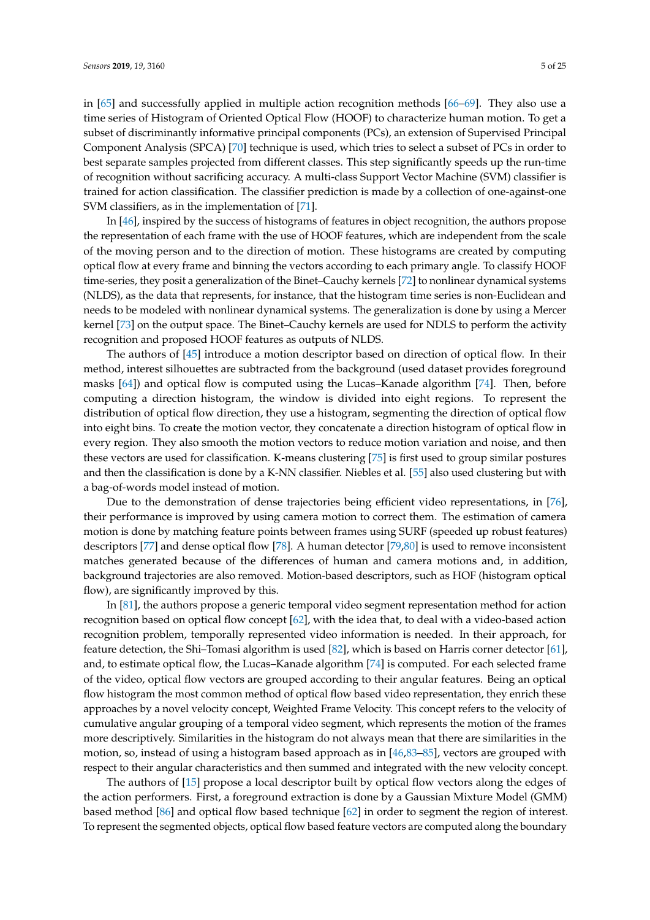in [65] and successfully applied in multiple action recognition methods [66–69]. They also use a time series of Histogram of Oriented Optical Flow (HOOF) to characterize human motion. To get a subset of discriminantly informative principal components (PCs), an extension of Supervised Principal Component Analysis (SPCA) [70] technique is used, which tries to select a subset of PCs in order to best separate samples projected from different classes. This step significantly speeds up the run-time of recognition without sacrificing accuracy. A multi-class Support Vector Machine (SVM) classifier is trained for action classification. The classifier prediction is made by a collection of one-against-one SVM classifiers, as in the implementation of [71].

In [46], inspired by the success of histograms of features in object recognition, the authors propose the representation of each frame with the use of HOOF features, which are independent from the scale of the moving person and to the direction of motion. These histograms are created by computing optical flow at every frame and binning the vectors according to each primary angle. To classify HOOF time-series, they posit a generalization of the Binet–Cauchy kernels [72] to nonlinear dynamical systems (NLDS), as the data that represents, for instance, that the histogram time series is non-Euclidean and needs to be modeled with nonlinear dynamical systems. The generalization is done by using a Mercer kernel [73] on the output space. The Binet–Cauchy kernels are used for NDLS to perform the activity recognition and proposed HOOF features as outputs of NLDS.

The authors of [45] introduce a motion descriptor based on direction of optical flow. In their method, interest silhouettes are subtracted from the background (used dataset provides foreground masks [64]) and optical flow is computed using the Lucas–Kanade algorithm [74]. Then, before computing a direction histogram, the window is divided into eight regions. To represent the distribution of optical flow direction, they use a histogram, segmenting the direction of optical flow into eight bins. To create the motion vector, they concatenate a direction histogram of optical flow in every region. They also smooth the motion vectors to reduce motion variation and noise, and then these vectors are used for classification. K-means clustering [75] is first used to group similar postures and then the classification is done by a K-NN classifier. Niebles et al. [55] also used clustering but with a bag-of-words model instead of motion.

Due to the demonstration of dense trajectories being efficient video representations, in [76], their performance is improved by using camera motion to correct them. The estimation of camera motion is done by matching feature points between frames using SURF (speeded up robust features) descriptors [77] and dense optical flow [78]. A human detector [79,80] is used to remove inconsistent matches generated because of the differences of human and camera motions and, in addition, background trajectories are also removed. Motion-based descriptors, such as HOF (histogram optical flow), are significantly improved by this.

In [81], the authors propose a generic temporal video segment representation method for action recognition based on optical flow concept [62], with the idea that, to deal with a video-based action recognition problem, temporally represented video information is needed. In their approach, for feature detection, the Shi–Tomasi algorithm is used [82], which is based on Harris corner detector [61], and, to estimate optical flow, the Lucas–Kanade algorithm [74] is computed. For each selected frame of the video, optical flow vectors are grouped according to their angular features. Being an optical flow histogram the most common method of optical flow based video representation, they enrich these approaches by a novel velocity concept, Weighted Frame Velocity. This concept refers to the velocity of cumulative angular grouping of a temporal video segment, which represents the motion of the frames more descriptively. Similarities in the histogram do not always mean that there are similarities in the motion, so, instead of using a histogram based approach as in [46,83–85], vectors are grouped with respect to their angular characteristics and then summed and integrated with the new velocity concept.

The authors of [15] propose a local descriptor built by optical flow vectors along the edges of the action performers. First, a foreground extraction is done by a Gaussian Mixture Model (GMM) based method [86] and optical flow based technique [62] in order to segment the region of interest. To represent the segmented objects, optical flow based feature vectors are computed along the boundary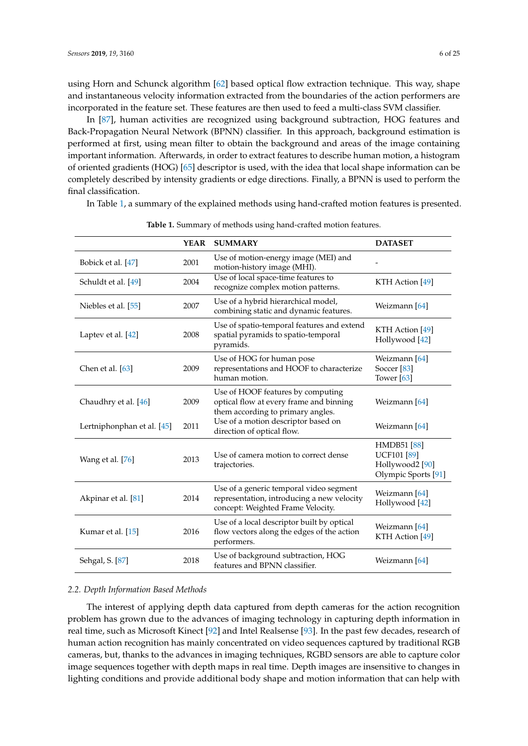using Horn and Schunck algorithm [62] based optical flow extraction technique. This way, shape and instantaneous velocity information extracted from the boundaries of the action performers are incorporated in the feature set. These features are then used to feed a multi-class SVM classifier.

In [87], human activities are recognized using background subtraction, HOG features and Back-Propagation Neural Network (BPNN) classifier. In this approach, background estimation is performed at first, using mean filter to obtain the background and areas of the image containing important information. Afterwards, in order to extract features to describe human motion, a histogram of oriented gradients (HOG) [65] descriptor is used, with the idea that local shape information can be completely described by intensity gradients or edge directions. Finally, a BPNN is used to perform the final classification.

In Table 1, a summary of the explained methods using hand-crafted motion features is presented.

**Table 1.** Summary of methods using hand-crafted motion features.

| | YEAR | SUMMARY | DATASET |
|---|---|---|---|
| Bobick et al. [47] | 2001 | Use of motion-energy image (MEI) and motion-history image (MHI). | - |
| Schuldt et al. [49] | 2004 | Use of local space-time features to recognize complex motion patterns. | KTH Action [49] |
| Niebles et al. [55] | 2007 | Use of a hybrid hierarchical model, combining static and dynamic features. | Weizmann [64] |
| Laptev et al. [42] | 2008 | Use of spatio-temporal features and extend spatial pyramids to spatio-temporal pyramids. | KTH Action [49]<br>Hollywood [42] |
| Chen et al. [63] | 2009 | Use of HOG for human pose representations and HOOF to characterize human motion. | Weizmann [64]<br>Soccer [83]<br>Tower [63] |
| Chaudhry et al. [46] | 2009 | Use of HOOF features by computing optical flow at every frame and binning them according to primary angles. | Weizmann [64] |
| Lertniphonphan et al. [45] | 2011 | Use of a motion descriptor based on direction of optical flow. | Weizmann [64] |
| Wang et al. [76] | 2013 | Use of camera motion to correct dense trajectories. | HMDB51 [88]<br>UCF101 [89]<br>Hollywood2 [90]<br>Olympic Sports [91] |
| Akpinar et al. [81] | 2014 | Use of a generic temporal video segment representation, introducing a new velocity concept: Weighted Frame Velocity. | Weizmann [64]<br>Hollywood [42] |
| Kumar et al. [15] | 2016 | Use of a local descriptor built by optical flow vectors along the edges of the action performers. | Weizmann [64]<br>KTH Action [49] |
| Sehgal, S. [87] | 2018 | Use of background subtraction, HOG features and BPNN classifier. | Weizmann [64] |

### *2.2. Depth Information Based Methods*

The interest of applying depth data captured from depth cameras for the action recognition problem has grown due to the advances of imaging technology in capturing depth information in real time, such as Microsoft Kinect [92] and Intel Realsense [93]. In the past few decades, research of human action recognition has mainly concentrated on video sequences captured by traditional RGB cameras, but, thanks to the advances in imaging techniques, RGBD sensors are able to capture color image sequences together with depth maps in real time. Depth images are insensitive to changes in lighting conditions and provide additional body shape and motion information that can help with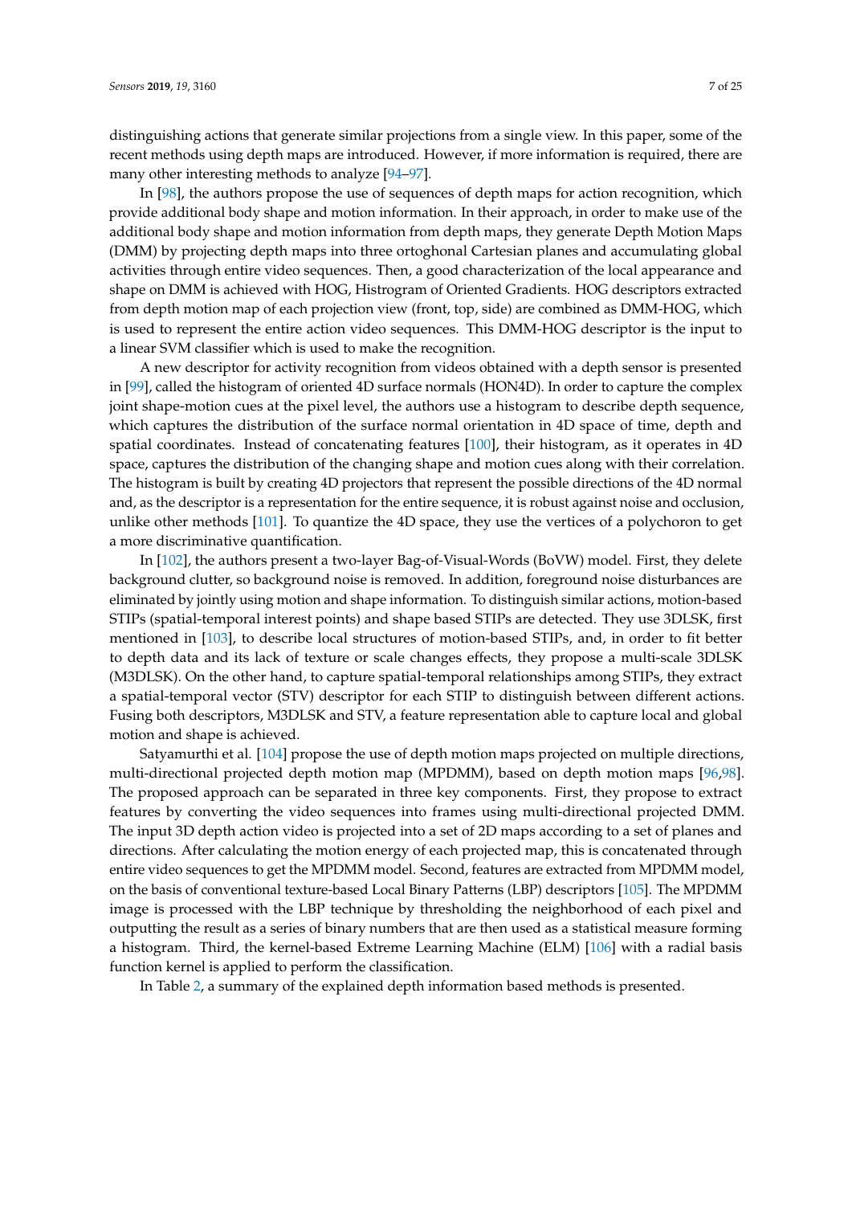distinguishing actions that generate similar projections from a single view. In this paper, some of the recent methods using depth maps are introduced. However, if more information is required, there are many other interesting methods to analyze [94–97].

In [98], the authors propose the use of sequences of depth maps for action recognition, which provide additional body shape and motion information. In their approach, in order to make use of the additional body shape and motion information from depth maps, they generate Depth Motion Maps (DMM) by projecting depth maps into three ortoghonal Cartesian planes and accumulating global activities through entire video sequences. Then, a good characterization of the local appearance and shape on DMM is achieved with HOG, Histrogram of Oriented Gradients. HOG descriptors extracted from depth motion map of each projection view (front, top, side) are combined as DMM-HOG, which is used to represent the entire action video sequences. This DMM-HOG descriptor is the input to a linear SVM classifier which is used to make the recognition.

A new descriptor for activity recognition from videos obtained with a depth sensor is presented in [99], called the histogram of oriented 4D surface normals (HON4D). In order to capture the complex joint shape-motion cues at the pixel level, the authors use a histogram to describe depth sequence, which captures the distribution of the surface normal orientation in 4D space of time, depth and spatial coordinates. Instead of concatenating features [100], their histogram, as it operates in 4D space, captures the distribution of the changing shape and motion cues along with their correlation. The histogram is built by creating 4D projectors that represent the possible directions of the 4D normal and, as the descriptor is a representation for the entire sequence, it is robust against noise and occlusion, unlike other methods [101]. To quantize the 4D space, they use the vertices of a polychoron to get a more discriminative quantification.

In [102], the authors present a two-layer Bag-of-Visual-Words (BoVW) model. First, they delete background clutter, so background noise is removed. In addition, foreground noise disturbances are eliminated by jointly using motion and shape information. To distinguish similar actions, motion-based STIPs (spatial-temporal interest points) and shape based STIPs are detected. They use 3DLSK, first mentioned in [103], to describe local structures of motion-based STIPs, and, in order to fit better to depth data and its lack of texture or scale changes effects, they propose a multi-scale 3DLSK (M3DLSK). On the other hand, to capture spatial-temporal relationships among STIPs, they extract a spatial-temporal vector (STV) descriptor for each STIP to distinguish between different actions. Fusing both descriptors, M3DLSK and STV, a feature representation able to capture local and global motion and shape is achieved.

Satyamurthi et al. [104] propose the use of depth motion maps projected on multiple directions, multi-directional projected depth motion map (MPDMM), based on depth motion maps [96,98]. The proposed approach can be separated in three key components. First, they propose to extract features by converting the video sequences into frames using multi-directional projected DMM. The input 3D depth action video is projected into a set of 2D maps according to a set of planes and directions. After calculating the motion energy of each projected map, this is concatenated through entire video sequences to get the MPDMM model. Second, features are extracted from MPDMM model, on the basis of conventional texture-based Local Binary Patterns (LBP) descriptors [105]. The MPDMM image is processed with the LBP technique by thresholding the neighborhood of each pixel and outputting the result as a series of binary numbers that are then used as a statistical measure forming a histogram. Third, the kernel-based Extreme Learning Machine (ELM) [106] with a radial basis function kernel is applied to perform the classification.

In Table 2, a summary of the explained depth information based methods is presented.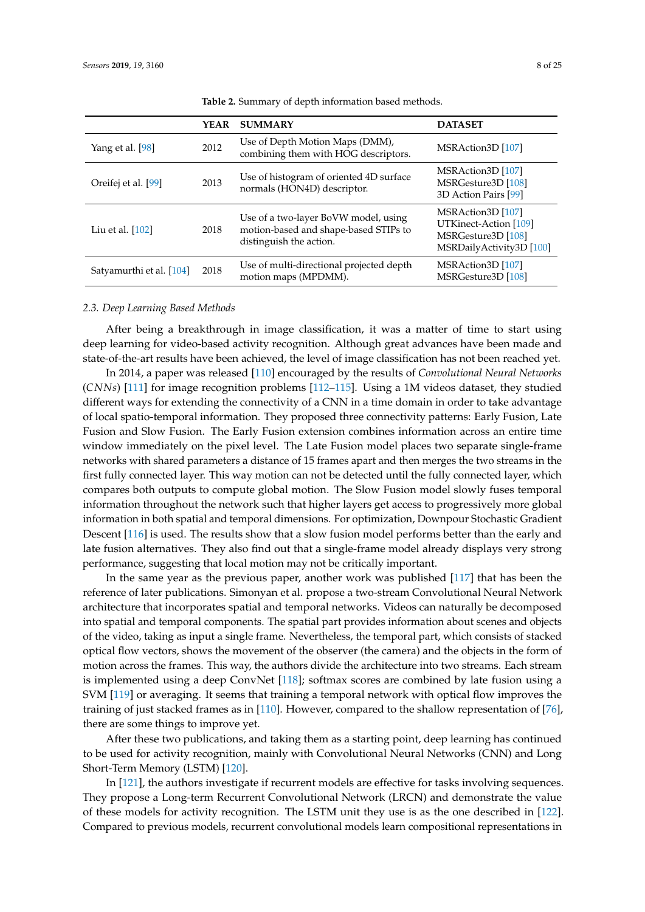**Table 2.** Summary of depth information based methods.

| | YEAR | SUMMARY | DATASET |
|---|---|---|---|
| Yang et al. [98] | 2012 | Use of Depth Motion Maps (DMM), combining them with HOG descriptors. | MSRAction3D [107] |
| Oreifej et al. [99] | 2013 | Use of histogram of oriented 4D surface normals (HON4D) descriptor. | MSRAction3D [107] MSRGesture3D [108] 3D Action Pairs [99] |
| Liu et al. [102] | 2018 | Use of a two-layer BoVW model, using motion-based and shape-based STIPs to distinguish the action. | MSRAction3D [107] UTKinect-Action [109] MSRGesture3D [108] MSRDailyActivity3D [100] |
| Satyamurthi et al. [104] | 2018 | Use of multi-directional projected depth motion maps (MPDMM). | MSRAction3D [107] MSRGesture3D [108] |

### 2.3. Deep Learning Based Methods

After being a breakthrough in image classification, it was a matter of time to start using deep learning for video-based activity recognition. Although great advances have been made and state-of-the-art results have been achieved, the level of image classification has not been reached yet.

In 2014, a paper was released [110] encouraged by the results of *Convolutional Neural Networks* (*CNNs*) [111] for image recognition problems [112–115]. Using a 1M videos dataset, they studied different ways for extending the connectivity of a CNN in a time domain in order to take advantage of local spatio-temporal information. They proposed three connectivity patterns: Early Fusion, Late Fusion and Slow Fusion. The Early Fusion extension combines information across an entire time window immediately on the pixel level. The Late Fusion model places two separate single-frame networks with shared parameters a distance of 15 frames apart and then merges the two streams in the first fully connected layer. This way motion can not be detected until the fully connected layer, which compares both outputs to compute global motion. The Slow Fusion model slowly fuses temporal information throughout the network such that higher layers get access to progressively more global information in both spatial and temporal dimensions. For optimization, Downpour Stochastic Gradient Descent [116] is used. The results show that a slow fusion model performs better than the early and late fusion alternatives. They also find out that a single-frame model already displays very strong performance, suggesting that local motion may not be critically important.

In the same year as the previous paper, another work was published [117] that has been the reference of later publications. Simonyan et al. propose a two-stream Convolutional Neural Network architecture that incorporates spatial and temporal networks. Videos can naturally be decomposed into spatial and temporal components. The spatial part provides information about scenes and objects of the video, taking as input a single frame. Nevertheless, the temporal part, which consists of stacked optical flow vectors, shows the movement of the observer (the camera) and the objects in the form of motion across the frames. This way, the authors divide the architecture into two streams. Each stream is implemented using a deep ConvNet [118]; softmax scores are combined by late fusion using a SVM [119] or averaging. It seems that training a temporal network with optical flow improves the training of just stacked frames as in [110]. However, compared to the shallow representation of [76], there are some things to improve yet.

After these two publications, and taking them as a starting point, deep learning has continued to be used for activity recognition, mainly with Convolutional Neural Networks (CNN) and Long Short-Term Memory (LSTM) [120].

In [121], the authors investigate if recurrent models are effective for tasks involving sequences. They propose a Long-term Recurrent Convolutional Network (LRCN) and demonstrate the value of these models for activity recognition. The LSTM unit they use is as the one described in [122]. Compared to previous models, recurrent convolutional models learn compositional representations in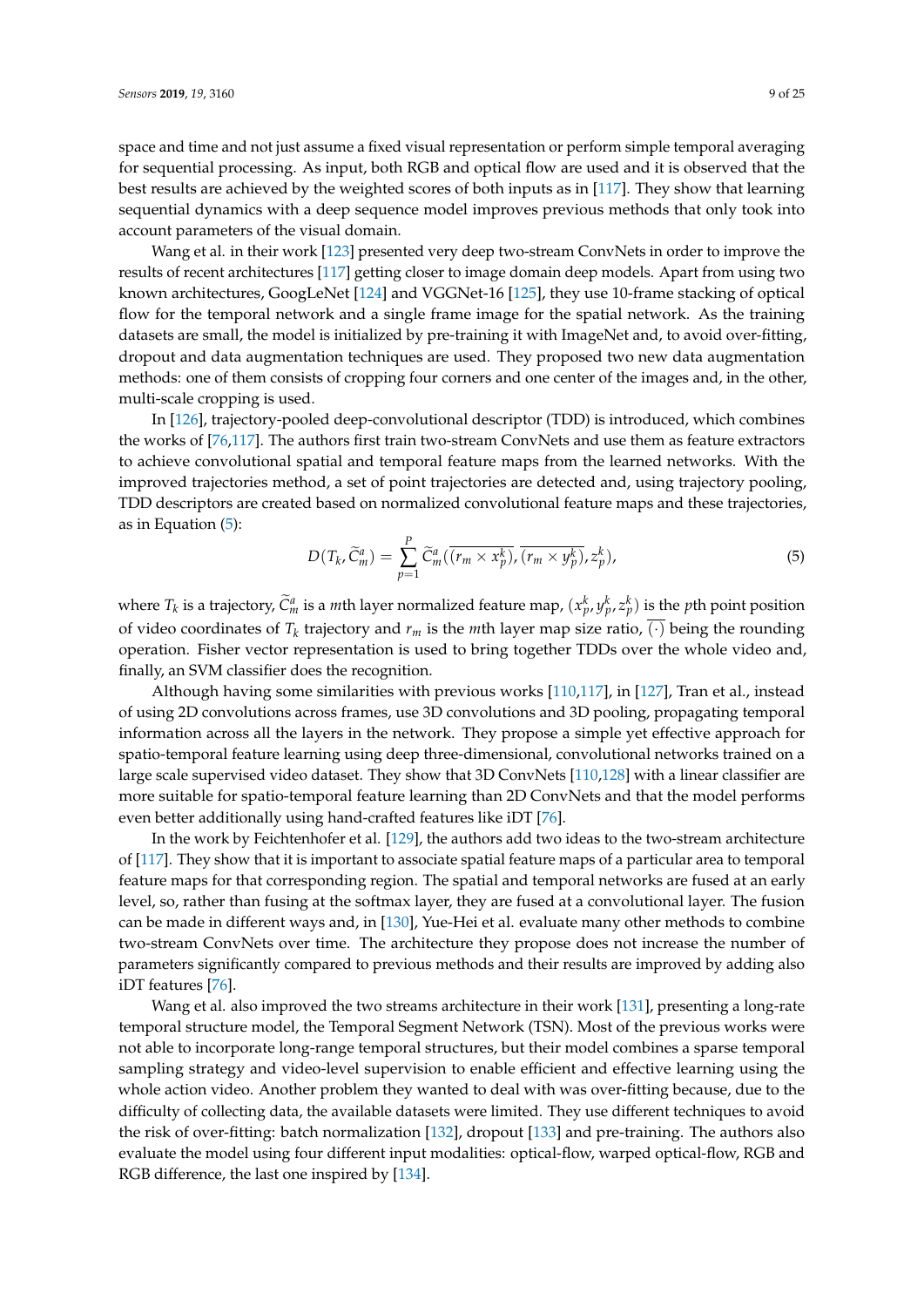space and time and not just assume a fixed visual representation or perform simple temporal averaging for sequential processing. As input, both RGB and optical flow are used and it is observed that the best results are achieved by the weighted scores of both inputs as in [117]. They show that learning sequential dynamics with a deep sequence model improves previous methods that only took into account parameters of the visual domain.

Wang et al. in their work [123] presented very deep two-stream ConvNets in order to improve the results of recent architectures [117] getting closer to image domain deep models. Apart from using two known architectures, GoogLeNet [124] and VGGNet-16 [125], they use 10-frame stacking of optical flow for the temporal network and a single frame image for the spatial network. As the training datasets are small, the model is initialized by pre-training it with ImageNet and, to avoid over-fitting, dropout and data augmentation techniques are used. They proposed two new data augmentation methods: one of them consists of cropping four corners and one center of the images and, in the other, multi-scale cropping is used.

In [126], trajectory-pooled deep-convolutional descriptor (TDD) is introduced, which combines the works of [76,117]. The authors first train two-stream ConvNets and use them as feature extractors to achieve convolutional spatial and temporal feature maps from the learned networks. With the improved trajectories method, a set of point trajectories are detected and, using trajectory pooling, TDD descriptors are created based on normalized convolutional feature maps and these trajectories, as in Equation (5):

$$D(T_k, \widetilde{C}_m^a) = \sum_{p=1}^{P} \widetilde{C}_m^a(\overline{(r_m \times x_p^k)}, \overline{(r_m \times y_p^k)}, z_p^k), \tag{5}$$

where $T_k$ is a trajectory, $\widetilde{C}_m^a$ is a $m$th layer normalized feature map, $(x_p^k, y_p^k, z_p^k)$ is the $p$th point position of video coordinates of $T_k$ trajectory and $r_m$ is the $m$th layer map size ratio, $\overline{(\cdot)}$ being the rounding operation. Fisher vector representation is used to bring together TDDs over the whole video and, finally, an SVM classifier does the recognition.

Although having some similarities with previous works [110,117], in [127], Tran et al., instead of using 2D convolutions across frames, use 3D convolutions and 3D pooling, propagating temporal information across all the layers in the network. They propose a simple yet effective approach for spatio-temporal feature learning using deep three-dimensional, convolutional networks trained on a large scale supervised video dataset. They show that 3D ConvNets [110,128] with a linear classifier are more suitable for spatio-temporal feature learning than 2D ConvNets and that the model performs even better additionally using hand-crafted features like iDT [76].

In the work by Feichtenhofer et al. [129], the authors add two ideas to the two-stream architecture of [117]. They show that it is important to associate spatial feature maps of a particular area to temporal feature maps for that corresponding region. The spatial and temporal networks are fused at an early level, so, rather than fusing at the softmax layer, they are fused at a convolutional layer. The fusion can be made in different ways and, in [130], Yue-Hei et al. evaluate many other methods to combine two-stream ConvNets over time. The architecture they propose does not increase the number of parameters significantly compared to previous methods and their results are improved by adding also iDT features [76].

Wang et al. also improved the two streams architecture in their work [131], presenting a long-rate temporal structure model, the Temporal Segment Network (TSN). Most of the previous works were not able to incorporate long-range temporal structures, but their model combines a sparse temporal sampling strategy and video-level supervision to enable efficient and effective learning using the whole action video. Another problem they wanted to deal with was over-fitting because, due to the difficulty of collecting data, the available datasets were limited. They use different techniques to avoid the risk of over-fitting: batch normalization [132], dropout [133] and pre-training. The authors also evaluate the model using four different input modalities: optical-flow, warped optical-flow, RGB and RGB difference, the last one inspired by [134].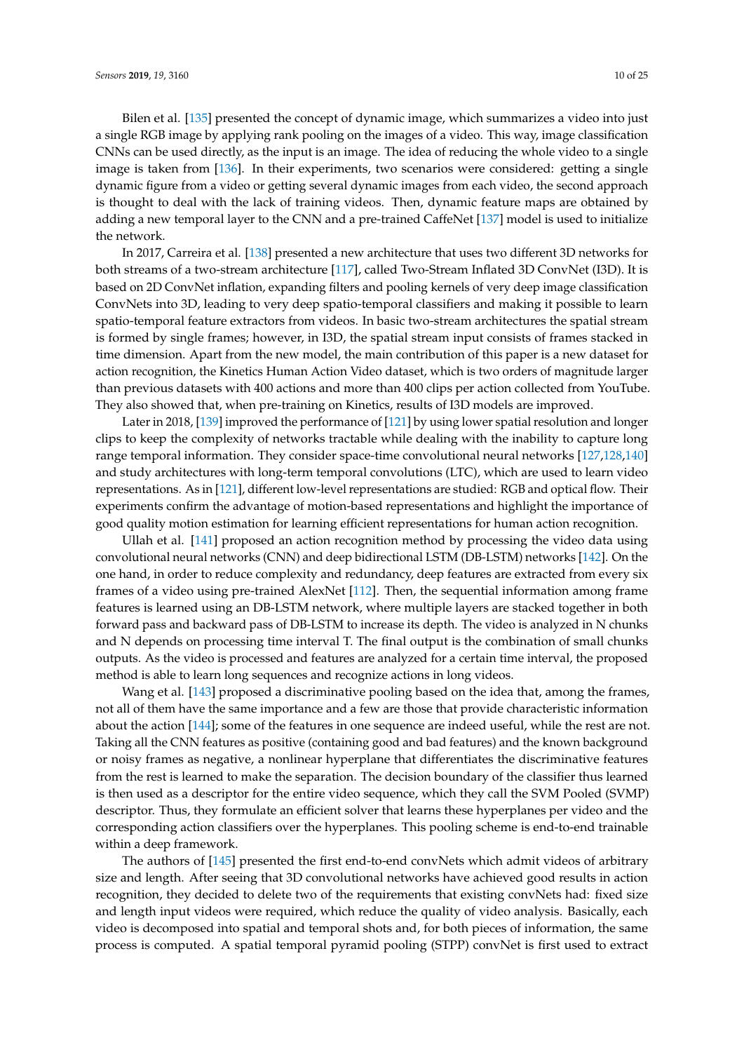Bilen et al. [135] presented the concept of dynamic image, which summarizes a video into just a single RGB image by applying rank pooling on the images of a video. This way, image classification CNNs can be used directly, as the input is an image. The idea of reducing the whole video to a single image is taken from [136]. In their experiments, two scenarios were considered: getting a single dynamic figure from a video or getting several dynamic images from each video, the second approach is thought to deal with the lack of training videos. Then, dynamic feature maps are obtained by adding a new temporal layer to the CNN and a pre-trained CaffeNet [137] model is used to initialize the network.

In 2017, Carreira et al. [138] presented a new architecture that uses two different 3D networks for both streams of a two-stream architecture [117], called Two-Stream Inflated 3D ConvNet (I3D). It is based on 2D ConvNet inflation, expanding filters and pooling kernels of very deep image classification ConvNets into 3D, leading to very deep spatio-temporal classifiers and making it possible to learn spatio-temporal feature extractors from videos. In basic two-stream architectures the spatial stream is formed by single frames; however, in I3D, the spatial stream input consists of frames stacked in time dimension. Apart from the new model, the main contribution of this paper is a new dataset for action recognition, the Kinetics Human Action Video dataset, which is two orders of magnitude larger than previous datasets with 400 actions and more than 400 clips per action collected from YouTube. They also showed that, when pre-training on Kinetics, results of I3D models are improved.

Later in 2018, [139] improved the performance of [121] by using lower spatial resolution and longer clips to keep the complexity of networks tractable while dealing with the inability to capture long range temporal information. They consider space-time convolutional neural networks [127,128,140] and study architectures with long-term temporal convolutions (LTC), which are used to learn video representations. As in [121], different low-level representations are studied: RGB and optical flow. Their experiments confirm the advantage of motion-based representations and highlight the importance of good quality motion estimation for learning efficient representations for human action recognition.

Ullah et al. [141] proposed an action recognition method by processing the video data using convolutional neural networks (CNN) and deep bidirectional LSTM (DB-LSTM) networks [142]. On the one hand, in order to reduce complexity and redundancy, deep features are extracted from every six frames of a video using pre-trained AlexNet [112]. Then, the sequential information among frame features is learned using an DB-LSTM network, where multiple layers are stacked together in both forward pass and backward pass of DB-LSTM to increase its depth. The video is analyzed in N chunks and N depends on processing time interval T. The final output is the combination of small chunks outputs. As the video is processed and features are analyzed for a certain time interval, the proposed method is able to learn long sequences and recognize actions in long videos.

Wang et al. [143] proposed a discriminative pooling based on the idea that, among the frames, not all of them have the same importance and a few are those that provide characteristic information about the action [144]; some of the features in one sequence are indeed useful, while the rest are not. Taking all the CNN features as positive (containing good and bad features) and the known background or noisy frames as negative, a nonlinear hyperplane that differentiates the discriminative features from the rest is learned to make the separation. The decision boundary of the classifier thus learned is then used as a descriptor for the entire video sequence, which they call the SVM Pooled (SVMP) descriptor. Thus, they formulate an efficient solver that learns these hyperplanes per video and the corresponding action classifiers over the hyperplanes. This pooling scheme is end-to-end trainable within a deep framework.

The authors of [145] presented the first end-to-end convNets which admit videos of arbitrary size and length. After seeing that 3D convolutional networks have achieved good results in action recognition, they decided to delete two of the requirements that existing convNets had: fixed size and length input videos were required, which reduce the quality of video analysis. Basically, each video is decomposed into spatial and temporal shots and, for both pieces of information, the same process is computed. A spatial temporal pyramid pooling (STPP) convNet is first used to extract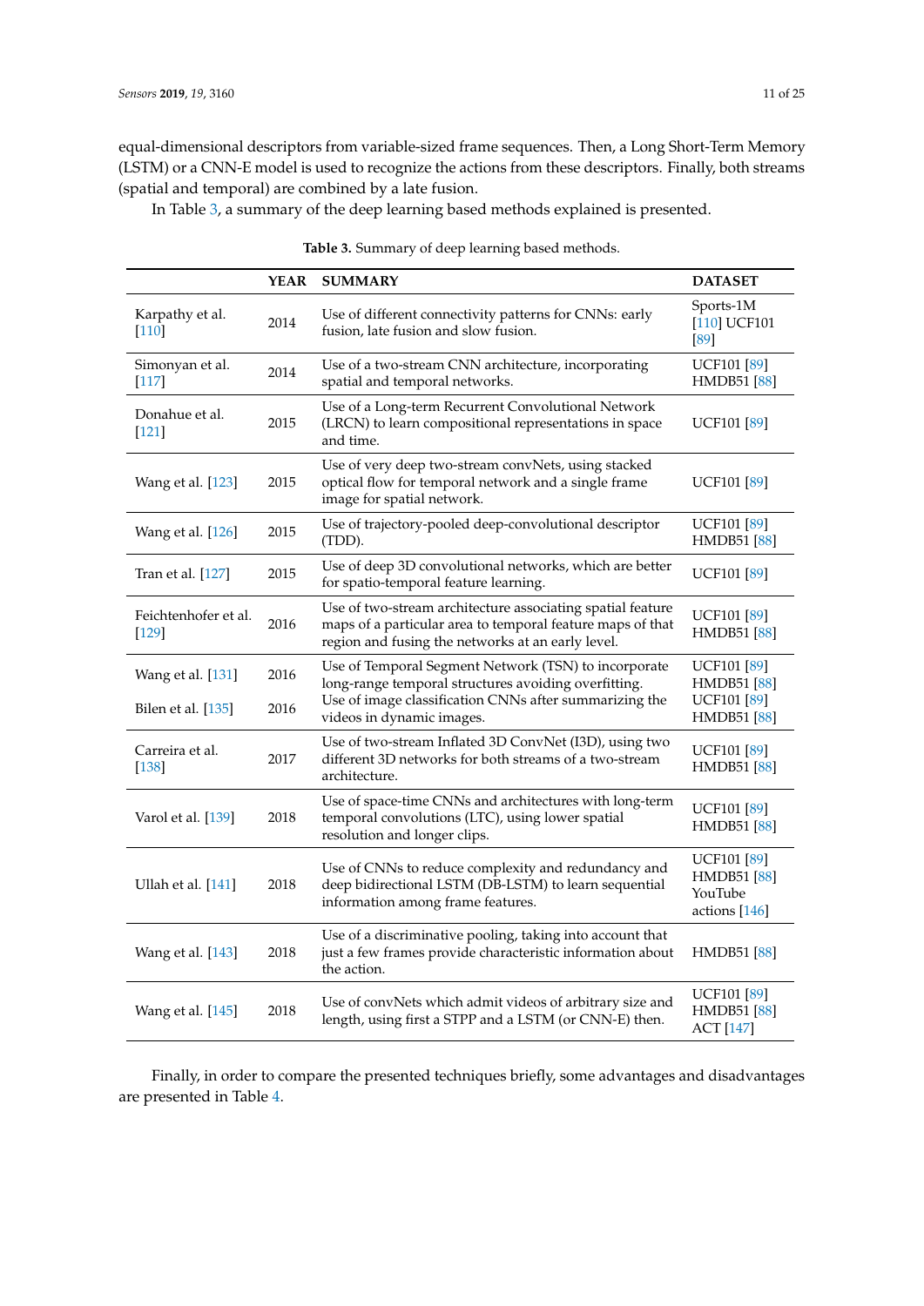equal-dimensional descriptors from variable-sized frame sequences. Then, a Long Short-Term Memory (LSTM) or a CNN-E model is used to recognize the actions from these descriptors. Finally, both streams (spatial and temporal) are combined by a late fusion.

In Table 3, a summary of the deep learning based methods explained is presented.

**Table 3.** Summary of deep learning based methods.

| | YEAR | SUMMARY | DATASET |
|---|---|---|---|
| Karpathy et al. [110] | 2014 | Use of different connectivity patterns for CNNs: early fusion, late fusion and slow fusion. | Sports-1M [110] UCF101 [89] |
| Simonyan et al. [117] | 2014 | Use of a two-stream CNN architecture, incorporating spatial and temporal networks. | UCF101 [89] HMDB51 [88] |
| Donahue et al. [121] | 2015 | Use of a Long-term Recurrent Convolutional Network (LRCN) to learn compositional representations in space and time. | UCF101 [89] |
| Wang et al. [123] | 2015 | Use of very deep two-stream convNets, using stacked optical flow for temporal network and a single frame image for spatial network. | UCF101 [89] |
| Wang et al. [126] | 2015 | Use of trajectory-pooled deep-convolutional descriptor (TDD). | UCF101 [89] HMDB51 [88] |
| Tran et al. [127] | 2015 | Use of deep 3D convolutional networks, which are better for spatio-temporal feature learning. | UCF101 [89] |
| Feichtenhofer et al. [129] | 2016 | Use of two-stream architecture associating spatial feature maps of a particular area to temporal feature maps of that region and fusing the networks at an early level. | UCF101 [89] HMDB51 [88] |
| Wang et al. [131] | 2016 | Use of Temporal Segment Network (TSN) to incorporate long-range temporal structures avoiding overfitting. | UCF101 [89] HMDB51 [88] |
| Bilen et al. [135] | 2016 | Use of image classification CNNs after summarizing the videos in dynamic images. | UCF101 [89] HMDB51 [88] |
| Carreira et al. [138] | 2017 | Use of two-stream Inflated 3D ConvNet (I3D), using two different 3D networks for both streams of a two-stream architecture. | UCF101 [89] HMDB51 [88] |
| Varol et al. [139] | 2018 | Use of space-time CNNs and architectures with long-term temporal convolutions (LTC), using lower spatial resolution and longer clips. | UCF101 [89] HMDB51 [88] |
| Ullah et al. [141] | 2018 | Use of CNNs to reduce complexity and redundancy and deep bidirectional LSTM (DB-LSTM) to learn sequential information among frame features. | UCF101 [89] HMDB51 [88] YouTube actions [146] |
| Wang et al. [143] | 2018 | Use of a discriminative pooling, taking into account that just a few frames provide characteristic information about the action. | HMDB51 [88] |
| Wang et al. [145] | 2018 | Use of convNets which admit videos of arbitrary size and length, using first a STPP and a LSTM (or CNN-E) then. | UCF101 [89] HMDB51 [88] ACT [147] |

Finally, in order to compare the presented techniques briefly, some advantages and disadvantages are presented in Table 4.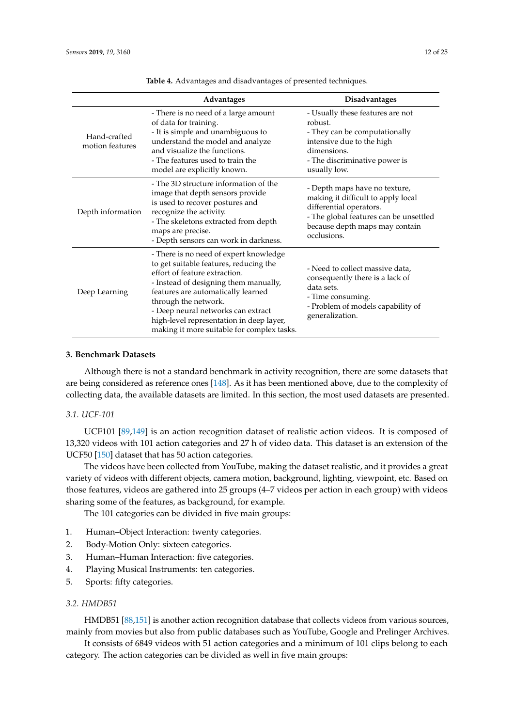**Table 4.** Advantages and disadvantages of presented techniques.

| | Advantages | Disadvantages |
|---|---|---|
| Hand-crafted motion features | - There is no need of a large amount of data for training.<br>- It is simple and unambiguous to understand the model and analyze and visualize the functions.<br>- The features used to train the model are explicitly known. | - Usually these features are not robust.<br>- They can be computationally intensive due to the high dimensions.<br>- The discriminative power is usually low. |
| Depth information | - The 3D structure information of the image that depth sensors provide is used to recover postures and recognize the activity.<br>- The skeletons extracted from depth maps are precise.<br>- Depth sensors can work in darkness. | - Depth maps have no texture, making it difficult to apply local differential operators.<br>- The global features can be unsettled because depth maps may contain occlusions. |
| Deep Learning | - There is no need of expert knowledge to get suitable features, reducing the effort of feature extraction.<br>- Instead of designing them manually, features are automatically learned through the network.<br>- Deep neural networks can extract high-level representation in deep layer, making it more suitable for complex tasks. | - Need to collect massive data, consequently there is a lack of data sets.<br>- Time consuming.<br>- Problem of models capability of generalization. |

## 3. Benchmark Datasets

Although there is not a standard benchmark in activity recognition, there are some datasets that are being considered as reference ones [148]. As it has been mentioned above, due to the complexity of collecting data, the available datasets are limited. In this section, the most used datasets are presented.

### 3.1. UCF-101

UCF101 [89,149] is an action recognition dataset of realistic action videos. It is composed of 13,320 videos with 101 action categories and 27 h of video data. This dataset is an extension of the UCF50 [150] dataset that has 50 action categories.

The videos have been collected from YouTube, making the dataset realistic, and it provides a great variety of videos with different objects, camera motion, background, lighting, viewpoint, etc. Based on those features, videos are gathered into 25 groups (4–7 videos per action in each group) with videos sharing some of the features, as background, for example.

The 101 categories can be divided in five main groups:

1. Human–Object Interaction: twenty categories.
2. Body-Motion Only: sixteen categories.
3. Human–Human Interaction: five categories.
4. Playing Musical Instruments: ten categories.
5. Sports: fifty categories.

### 3.2. HMDB51

HMDB51 [88,151] is another action recognition database that collects videos from various sources, mainly from movies but also from public databases such as YouTube, Google and Prelinger Archives.

It consists of 6849 videos with 51 action categories and a minimum of 101 clips belong to each category. The action categories can be divided as well in five main groups: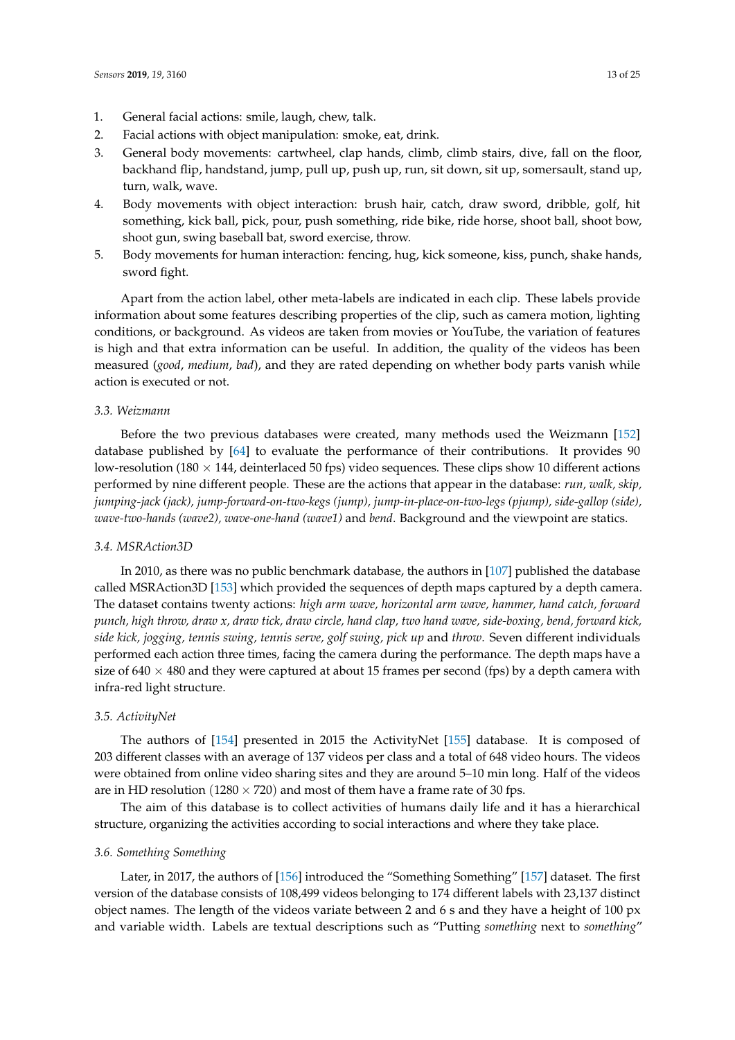1. General facial actions: smile, laugh, chew, talk.
2. Facial actions with object manipulation: smoke, eat, drink.
3. General body movements: cartwheel, clap hands, climb, climb stairs, dive, fall on the floor, backhand flip, handstand, jump, pull up, push up, run, sit down, sit up, somersault, stand up, turn, walk, wave.
4. Body movements with object interaction: brush hair, catch, draw sword, dribble, golf, hit something, kick ball, pick, pour, push something, ride bike, ride horse, shoot ball, shoot bow, shoot gun, swing baseball bat, sword exercise, throw.
5. Body movements for human interaction: fencing, hug, kick someone, kiss, punch, shake hands, sword fight.

Apart from the action label, other meta-labels are indicated in each clip. These labels provide information about some features describing properties of the clip, such as camera motion, lighting conditions, or background. As videos are taken from movies or YouTube, the variation of features is high and that extra information can be useful. In addition, the quality of the videos has been measured (*good*, *medium*, *bad*), and they are rated depending on whether body parts vanish while action is executed or not.

### 3.3. Weizmann

Before the two previous databases were created, many methods used the Weizmann [152] database published by [64] to evaluate the performance of their contributions. It provides 90 low-resolution (180 × 144, deinterlaced 50 fps) video sequences. These clips show 10 different actions performed by nine different people. These are the actions that appear in the database: *run, walk, skip, jumping-jack (jack), jump-forward-on-two-kegs (jump), jump-in-place-on-two-legs (pjump), side-gallop (side), wave-two-hands (wave2), wave-one-hand (wave1)* and *bend*. Background and the viewpoint are statics.

### 3.4. MSRAction3D

In 2010, as there was no public benchmark database, the authors in [107] published the database called MSRAction3D [153] which provided the sequences of depth maps captured by a depth camera. The dataset contains twenty actions: *high arm wave, horizontal arm wave, hammer, hand catch, forward punch, high throw, draw x, draw tick, draw circle, hand clap, two hand wave, side-boxing, bend, forward kick, side kick, jogging, tennis swing, tennis serve, golf swing, pick up* and *throw*. Seven different individuals performed each action three times, facing the camera during the performance. The depth maps have a size of 640 × 480 and they were captured at about 15 frames per second (fps) by a depth camera with infra-red light structure.

### 3.5. ActivityNet

The authors of [154] presented in 2015 the ActivityNet [155] database. It is composed of 203 different classes with an average of 137 videos per class and a total of 648 video hours. The videos were obtained from online video sharing sites and they are around 5–10 min long. Half of the videos are in HD resolution (1280 × 720) and most of them have a frame rate of 30 fps.

The aim of this database is to collect activities of humans daily life and it has a hierarchical structure, organizing the activities according to social interactions and where they take place.

### 3.6. Something Something

Later, in 2017, the authors of [156] introduced the "Something Something" [157] dataset. The first version of the database consists of 108,499 videos belonging to 174 different labels with 23,137 distinct object names. The length of the videos variate between 2 and 6 s and they have a height of 100 px and variable width. Labels are textual descriptions such as "Putting *something* next to *something*"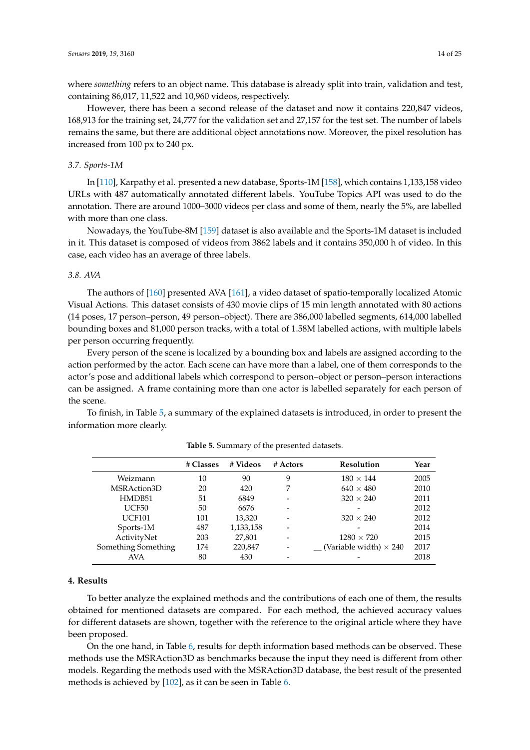where *something* refers to an object name. This database is already split into train, validation and test, containing 86,017, 11,522 and 10,960 videos, respectively.

However, there has been a second release of the dataset and now it contains 220,847 videos, 168,913 for the training set, 24,777 for the validation set and 27,157 for the test set. The number of labels remains the same, but there are additional object annotations now. Moreover, the pixel resolution has increased from 100 px to 240 px.

### 3.7. Sports-1M

In [110], Karpathy et al. presented a new database, Sports-1M [158], which contains 1,133,158 video URLs with 487 automatically annotated different labels. YouTube Topics API was used to do the annotation. There are around 1000–3000 videos per class and some of them, nearly the 5%, are labelled with more than one class.

Nowadays, the YouTube-8M [159] dataset is also available and the Sports-1M dataset is included in it. This dataset is composed of videos from 3862 labels and it contains 350,000 h of video. In this case, each video has an average of three labels.

### 3.8. AVA

The authors of [160] presented AVA [161], a video dataset of spatio-temporally localized Atomic Visual Actions. This dataset consists of 430 movie clips of 15 min length annotated with 80 actions (14 poses, 17 person–person, 49 person–object). There are 386,000 labelled segments, 614,000 labelled bounding boxes and 81,000 person tracks, with a total of 1.58M labelled actions, with multiple labels per person occurring frequently.

Every person of the scene is localized by a bounding box and labels are assigned according to the action performed by the actor. Each scene can have more than a label, one of them corresponds to the actor's pose and additional labels which correspond to person–object or person–person interactions can be assigned. A frame containing more than one actor is labelled separately for each person of the scene.

To finish, in Table 5, a summary of the explained datasets is introduced, in order to present the information more clearly.

**Table 5.** Summary of the presented datasets.

| | # Classes | # Videos | # Actors | Resolution | Year |
|---|---|---|---|---|---|
| Weizmann | 10 | 90 | 9 | $180 \times 144$ | 2005 |
| MSRAction3D | 20 | 420 | 7 | $640 \times 480$ | 2010 |
| HMDB51 | 51 | 6849 | - | $320 \times 240$ | 2011 |
| UCF50 | 50 | 6676 | - | - | 2012 |
| UCF101 | 101 | 13,320 | - | $320 \times 240$ | 2012 |
| Sports-1M | 487 | 1,133,158 | - | - | 2014 |
| ActivityNet | 203 | 27,801 | - | $1280 \times 720$ | 2015 |
| Something Something | 174 | 220,847 | - | __ (Variable width) $\times$ 240 | 2017 |
| AVA | 80 | 430 | - | - | 2018 |

## 4. Results

To better analyze the explained methods and the contributions of each one of them, the results obtained for mentioned datasets are compared. For each method, the achieved accuracy values for different datasets are shown, together with the reference to the original article where they have been proposed.

On the one hand, in Table 6, results for depth information based methods can be observed. These methods use the MSRAction3D as benchmarks because the input they need is different from other models. Regarding the methods used with the MSRAction3D database, the best result of the presented methods is achieved by [102], as it can be seen in Table 6.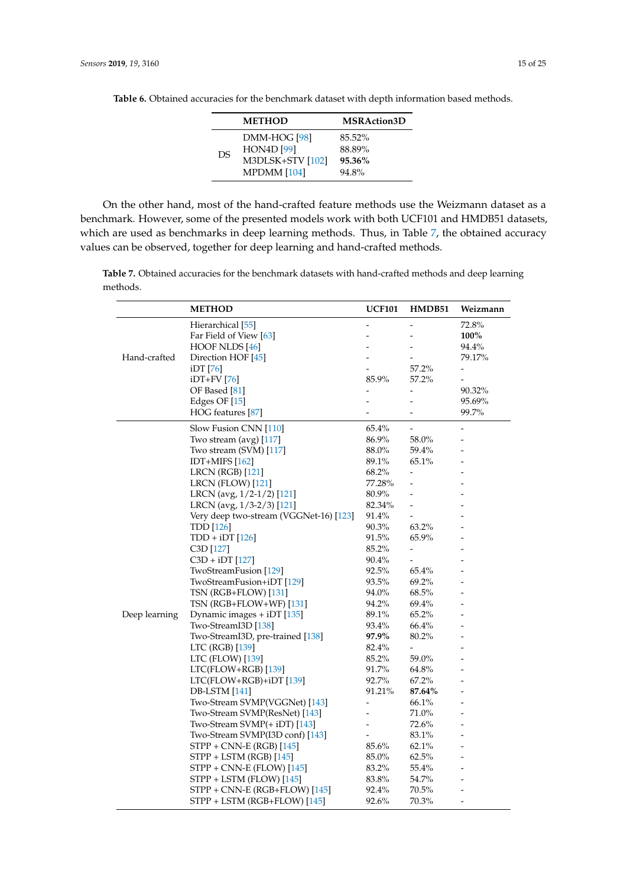**Table 6.** Obtained accuracies for the benchmark dataset with depth information based methods.

| | METHOD | MSRAction3D |
|---|---|---|
| DS | DMM-HOG [98] | 85.52% |
| | HON4D [99] | 88.89% |
| | M3DLSK+STV [102] | **95.36%** |
| | MPDMM [104] | 94.8% |

On the other hand, most of the hand-crafted feature methods use the Weizmann dataset as a benchmark. However, some of the presented models work with both UCF101 and HMDB51 datasets, which are used as benchmarks in deep learning methods. Thus, in Table 7, the obtained accuracy values can be observed, together for deep learning and hand-crafted methods.

**Table 7.** Obtained accuracies for the benchmark datasets with hand-crafted methods and deep learning methods.

| | METHOD | UCF101 | HMDB51 | Weizmann |
|---|---|---|---|---|
| Hand-crafted | Hierarchical [55] | - | - | 72.8% |
| | Far Field of View [63] | - | - | **100%** |
| | HOOF NLDS [46] | - | - | 94.4% |
| | Direction HOF [45] | - | - | 79.17% |
| | iDT [76] | - | 57.2% | - |
| | iDT+FV [76] | 85.9% | 57.2% | - |
| | OF Based [81] | - | - | 90.32% |
| | Edges OF [15] | - | - | 95.69% |
| | HOG features [87] | - | - | 99.7% |
| Deep learning | Slow Fusion CNN [110] | 65.4% | - | - |
| | Two stream (avg) [117] | 86.9% | 58.0% | - |
| | Two stream (SVM) [117] | 88.0% | 59.4% | - |
| | IDT+MIFS [162] | 89.1% | 65.1% | - |
| | LRCN (RGB) [121] | 68.2% | - | - |
| | LRCN (FLOW) [121] | 77.28% | - | - |
| | LRCN (avg, 1/2-1/2) [121] | 80.9% | - | - |
| | LRCN (avg, 1/3-2/3) [121] | 82.34% | - | - |
| | Very deep two-stream (VGGNet-16) [123] | 91.4% | - | - |
| | TDD [126] | 90.3% | 63.2% | - |
| | TDD + iDT [126] | 91.5% | 65.9% | - |
| | C3D [127] | 85.2% | - | - |
| | C3D + iDT [127] | 90.4% | - | - |
| | TwoStreamFusion [129] | 92.5% | 65.4% | - |
| | TwoStreamFusion+iDT [129] | 93.5% | 69.2% | - |
| | TSN (RGB+FLOW) [131] | 94.0% | 68.5% | - |
| | TSN (RGB+FLOW+WF) [131] | 94.2% | 69.4% | - |
| | Dynamic images + iDT [135] | 89.1% | 65.2% | - |
| | Two-StreamI3D [138] | 93.4% | 66.4% | - |
| | Two-StreamI3D, pre-trained [138] | **97.9%** | 80.2% | - |
| | LTC (RGB) [139] | 82.4% | - | - |
| | LTC (FLOW) [139] | 85.2% | 59.0% | - |
| | LTC(FLOW+RGB) [139] | 91.7% | 64.8% | - |
| | LTC(FLOW+RGB)+iDT [139] | 92.7% | 67.2% | - |
| | DB-LSTM [141] | 91.21% | **87.64%** | - |
| | Two-Stream SVMP(VGGNet) [143] | - | 66.1% | - |
| | Two-Stream SVMP(ResNet) [143] | - | 71.0% | - |
| | Two-Stream SVMP(+ iDT) [143] | - | 72.6% | - |
| | Two-Stream SVMP(I3D conf) [143] | - | 83.1% | - |
| | STPP + CNN-E (RGB) [145] | 85.6% | 62.1% | - |
| | STPP + LSTM (RGB) [145] | 85.0% | 62.5% | - |
| | STPP + CNN-E (FLOW) [145] | 83.2% | 55.4% | - |
| | STPP + LSTM (FLOW) [145] | 83.8% | 54.7% | - |
| | STPP + CNN-E (RGB+FLOW) [145] | 92.4% | 70.5% | - |
| | STPP + LSTM (RGB+FLOW) [145] | 92.6% | 70.3% | - |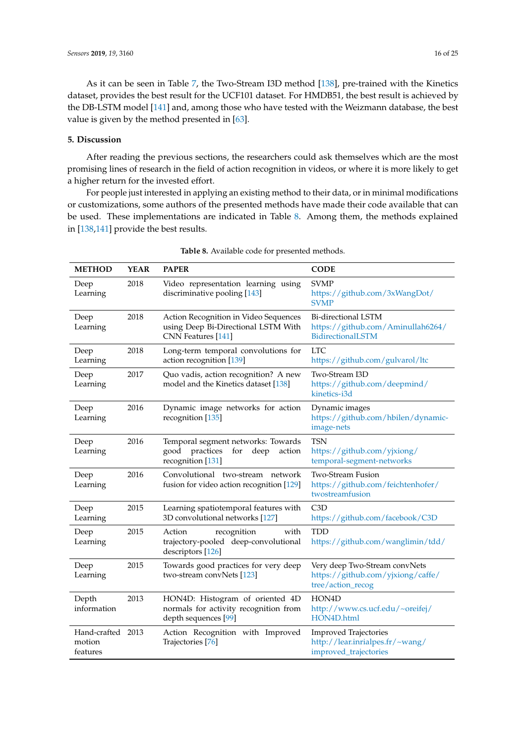As it can be seen in Table 7, the Two-Stream I3D method [138], pre-trained with the Kinetics dataset, provides the best result for the UCF101 dataset. For HMDB51, the best result is achieved by the DB-LSTM model [141] and, among those who have tested with the Weizmann database, the best value is given by the method presented in [63].

## 5. Discussion

After reading the previous sections, the researchers could ask themselves which are the most promising lines of research in the field of action recognition in videos, or where it is more likely to get a higher return for the invested effort.

For people just interested in applying an existing method to their data, or in minimal modifications or customizations, some authors of the presented methods have made their code available that can be used. These implementations are indicated in Table 8. Among them, the methods explained in [138,141] provide the best results.

**Table 8.** Available code for presented methods.

| METHOD | YEAR | PAPER | CODE |
|---|---|---|---|
| Deep Learning | 2018 | Video representation learning using discriminative pooling [143] | SVMP https://github.com/3xWangDot/SVMP |
| Deep Learning | 2018 | Action Recognition in Video Sequences using Deep Bi-Directional LSTM With CNN Features [141] | Bi-directional LSTM https://github.com/Aminullah6264/BidirectionalLSTM |
| Deep Learning | 2018 | Long-term temporal convolutions for action recognition [139] | LTC https://github.com/gulvarol/ltc |
| Deep Learning | 2017 | Quo vadis, action recognition? A new model and the Kinetics dataset [138] | Two-Stream I3D https://github.com/deepmind/kinetics-i3d |
| Deep Learning | 2016 | Dynamic image networks for action recognition [135] | Dynamic images https://github.com/hbilen/dynamic-image-nets |
| Deep Learning | 2016 | Temporal segment networks: Towards good practices for deep action recognition [131] | TSN https://github.com/yjxiong/temporal-segment-networks |
| Deep Learning | 2016 | Convolutional two-stream network fusion for video action recognition [129] | Two-Stream Fusion https://github.com/feichtenhofer/twostreamfusion |
| Deep Learning | 2015 | Learning spatiotemporal features with 3D convolutional networks [127] | C3D https://github.com/facebook/C3D |
| Deep Learning | 2015 | Action recognition with trajectory-pooled deep-convolutional descriptors [126] | TDD https://github.com/wanglimin/tdd/ |
| Deep Learning | 2015 | Towards good practices for very deep two-stream convNets [123] | Very deep Two-Stream convNets https://github.com/yjxiong/caffe/tree/action_recog |
| Depth information | 2013 | HON4D: Histogram of oriented 4D normals for activity recognition from depth sequences [99] | HON4D http://www.cs.ucf.edu/~oreifej/HON4D.html |
| Hand-crafted motion features | 2013 | Action Recognition with Improved Trajectories [76] | Improved Trajectories http://lear.inrialpes.fr/~wang/improved_trajectories |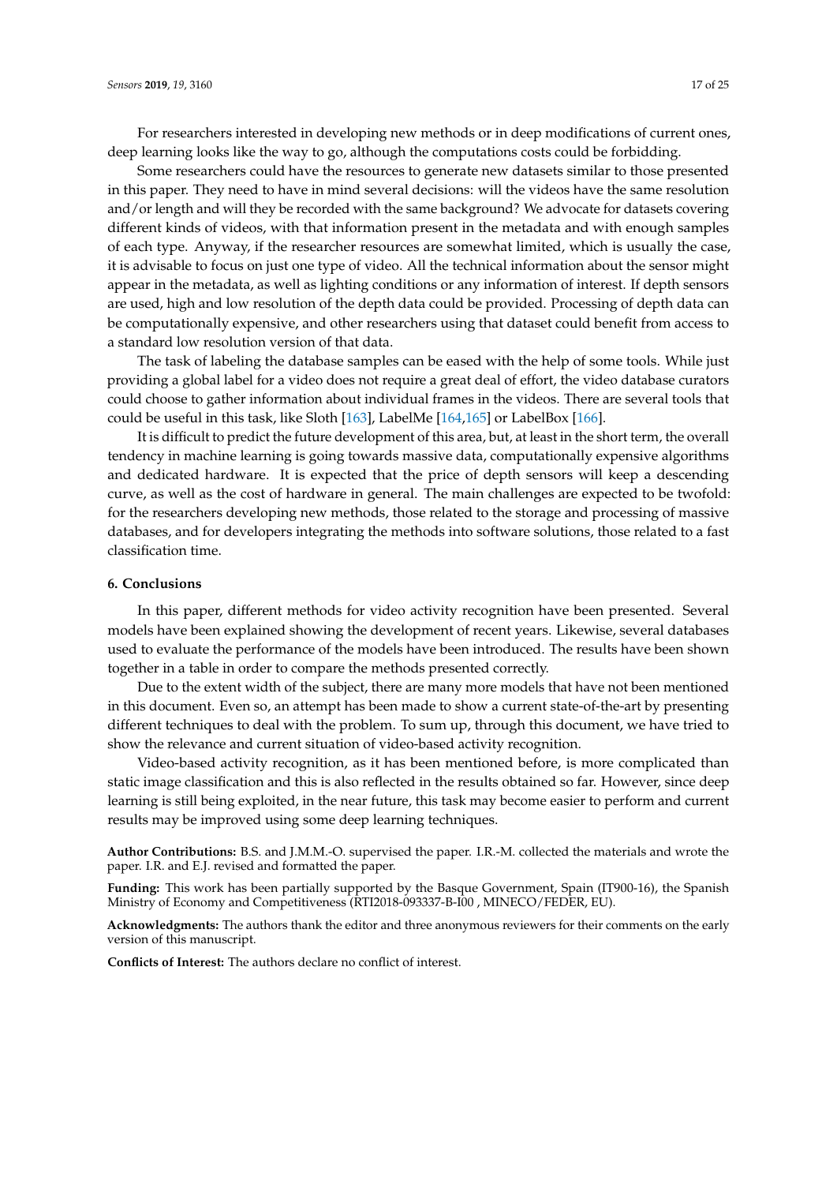For researchers interested in developing new methods or in deep modifications of current ones, deep learning looks like the way to go, although the computations costs could be forbidding.

Some researchers could have the resources to generate new datasets similar to those presented in this paper. They need to have in mind several decisions: will the videos have the same resolution and/or length and will they be recorded with the same background? We advocate for datasets covering different kinds of videos, with that information present in the metadata and with enough samples of each type. Anyway, if the researcher resources are somewhat limited, which is usually the case, it is advisable to focus on just one type of video. All the technical information about the sensor might appear in the metadata, as well as lighting conditions or any information of interest. If depth sensors are used, high and low resolution of the depth data could be provided. Processing of depth data can be computationally expensive, and other researchers using that dataset could benefit from access to a standard low resolution version of that data.

The task of labeling the database samples can be eased with the help of some tools. While just providing a global label for a video does not require a great deal of effort, the video database curators could choose to gather information about individual frames in the videos. There are several tools that could be useful in this task, like Sloth [163], LabelMe [164,165] or LabelBox [166].

It is difficult to predict the future development of this area, but, at least in the short term, the overall tendency in machine learning is going towards massive data, computationally expensive algorithms and dedicated hardware. It is expected that the price of depth sensors will keep a descending curve, as well as the cost of hardware in general. The main challenges are expected to be twofold: for the researchers developing new methods, those related to the storage and processing of massive databases, and for developers integrating the methods into software solutions, those related to a fast classification time.

## 6. Conclusions

In this paper, different methods for video activity recognition have been presented. Several models have been explained showing the development of recent years. Likewise, several databases used to evaluate the performance of the models have been introduced. The results have been shown together in a table in order to compare the methods presented correctly.

Due to the extent width of the subject, there are many more models that have not been mentioned in this document. Even so, an attempt has been made to show a current state-of-the-art by presenting different techniques to deal with the problem. To sum up, through this document, we have tried to show the relevance and current situation of video-based activity recognition.

Video-based activity recognition, as it has been mentioned before, is more complicated than static image classification and this is also reflected in the results obtained so far. However, since deep learning is still being exploited, in the near future, this task may become easier to perform and current results may be improved using some deep learning techniques.

**Author Contributions:** B.S. and J.M.M.-O. supervised the paper. I.R.-M. collected the materials and wrote the paper. I.R. and E.J. revised and formatted the paper.

**Funding:** This work has been partially supported by the Basque Government, Spain (IT900-16), the Spanish Ministry of Economy and Competitiveness (RTI2018-093337-B-I00 , MINECO/FEDER, EU).

**Acknowledgments:** The authors thank the editor and three anonymous reviewers for their comments on the early version of this manuscript.

**Conflicts of Interest:** The authors declare no conflict of interest.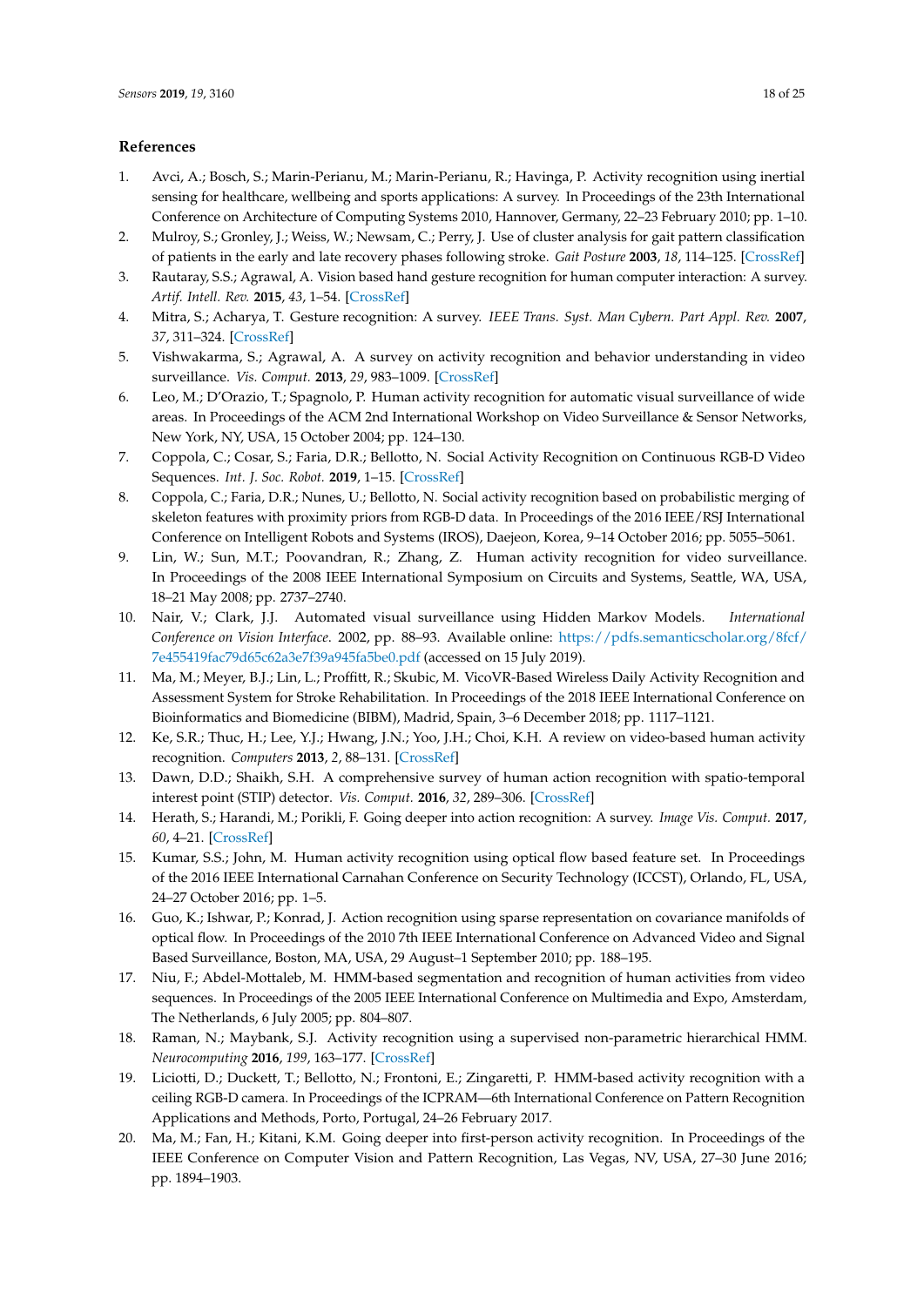## References

1. Avci, A.; Bosch, S.; Marin-Perianu, M.; Marin-Perianu, R.; Havinga, P. Activity recognition using inertial sensing for healthcare, wellbeing and sports applications: A survey. In Proceedings of the 23th International Conference on Architecture of Computing Systems 2010, Hannover, Germany, 22–23 February 2010; pp. 1–10.
2. Mulroy, S.; Gronley, J.; Weiss, W.; Newsam, C.; Perry, J. Use of cluster analysis for gait pattern classification of patients in the early and late recovery phases following stroke. *Gait Posture* **2003**, *18*, 114–125. [CrossRef]
3. Rautaray, S.S.; Agrawal, A. Vision based hand gesture recognition for human computer interaction: A survey. *Artif. Intell. Rev.* **2015**, *43*, 1–54. [CrossRef]
4. Mitra, S.; Acharya, T. Gesture recognition: A survey. *IEEE Trans. Syst. Man Cybern. Part Appl. Rev.* **2007**, *37*, 311–324. [CrossRef]
5. Vishwakarma, S.; Agrawal, A. A survey on activity recognition and behavior understanding in video surveillance. *Vis. Comput.* **2013**, *29*, 983–1009. [CrossRef]
6. Leo, M.; D'Orazio, T.; Spagnolo, P. Human activity recognition for automatic visual surveillance of wide areas. In Proceedings of the ACM 2nd International Workshop on Video Surveillance & Sensor Networks, New York, NY, USA, 15 October 2004; pp. 124–130.
7. Coppola, C.; Cosar, S.; Faria, D.R.; Bellotto, N. Social Activity Recognition on Continuous RGB-D Video Sequences. *Int. J. Soc. Robot.* **2019**, 1–15. [CrossRef]
8. Coppola, C.; Faria, D.R.; Nunes, U.; Bellotto, N. Social activity recognition based on probabilistic merging of skeleton features with proximity priors from RGB-D data. In Proceedings of the 2016 IEEE/RSJ International Conference on Intelligent Robots and Systems (IROS), Daejeon, Korea, 9–14 October 2016; pp. 5055–5061.
9. Lin, W.; Sun, M.T.; Poovandran, R.; Zhang, Z. Human activity recognition for video surveillance. In Proceedings of the 2008 IEEE International Symposium on Circuits and Systems, Seattle, WA, USA, 18–21 May 2008; pp. 2737–2740.
10. Nair, V.; Clark, J.J. Automated visual surveillance using Hidden Markov Models. *International Conference on Vision Interface*. 2002, pp. 88–93. Available online: https://pdfs.semanticscholar.org/8fcf/7e455419fac79d65c62a3e7f39a945fa5be0.pdf (accessed on 15 July 2019).
11. Ma, M.; Meyer, B.J.; Lin, L.; Proffitt, R.; Skubic, M. VicoVR-Based Wireless Daily Activity Recognition and Assessment System for Stroke Rehabilitation. In Proceedings of the 2018 IEEE International Conference on Bioinformatics and Biomedicine (BIBM), Madrid, Spain, 3–6 December 2018; pp. 1117–1121.
12. Ke, S.R.; Thuc, H.; Lee, Y.J.; Hwang, J.N.; Yoo, J.H.; Choi, K.H. A review on video-based human activity recognition. *Computers* **2013**, *2*, 88–131. [CrossRef]
13. Dawn, D.D.; Shaikh, S.H. A comprehensive survey of human action recognition with spatio-temporal interest point (STIP) detector. *Vis. Comput.* **2016**, *32*, 289–306. [CrossRef]
14. Herath, S.; Harandi, M.; Porikli, F. Going deeper into action recognition: A survey. *Image Vis. Comput.* **2017**, *60*, 4–21. [CrossRef]
15. Kumar, S.S.; John, M. Human activity recognition using optical flow based feature set. In Proceedings of the 2016 IEEE International Carnahan Conference on Security Technology (ICCST), Orlando, FL, USA, 24–27 October 2016; pp. 1–5.
16. Guo, K.; Ishwar, P.; Konrad, J. Action recognition using sparse representation on covariance manifolds of optical flow. In Proceedings of the 2010 7th IEEE International Conference on Advanced Video and Signal Based Surveillance, Boston, MA, USA, 29 August–1 September 2010; pp. 188–195.
17. Niu, F.; Abdel-Mottaleb, M. HMM-based segmentation and recognition of human activities from video sequences. In Proceedings of the 2005 IEEE International Conference on Multimedia and Expo, Amsterdam, The Netherlands, 6 July 2005; pp. 804–807.
18. Raman, N.; Maybank, S.J. Activity recognition using a supervised non-parametric hierarchical HMM. *Neurocomputing* **2016**, *199*, 163–177. [CrossRef]
19. Liciotti, D.; Duckett, T.; Bellotto, N.; Frontoni, E.; Zingaretti, P. HMM-based activity recognition with a ceiling RGB-D camera. In Proceedings of the ICPRAM—6th International Conference on Pattern Recognition Applications and Methods, Porto, Portugal, 24–26 February 2017.
20. Ma, M.; Fan, H.; Kitani, K.M. Going deeper into first-person activity recognition. In Proceedings of the IEEE Conference on Computer Vision and Pattern Recognition, Las Vegas, NV, USA, 27–30 June 2016; pp. 1894–1903.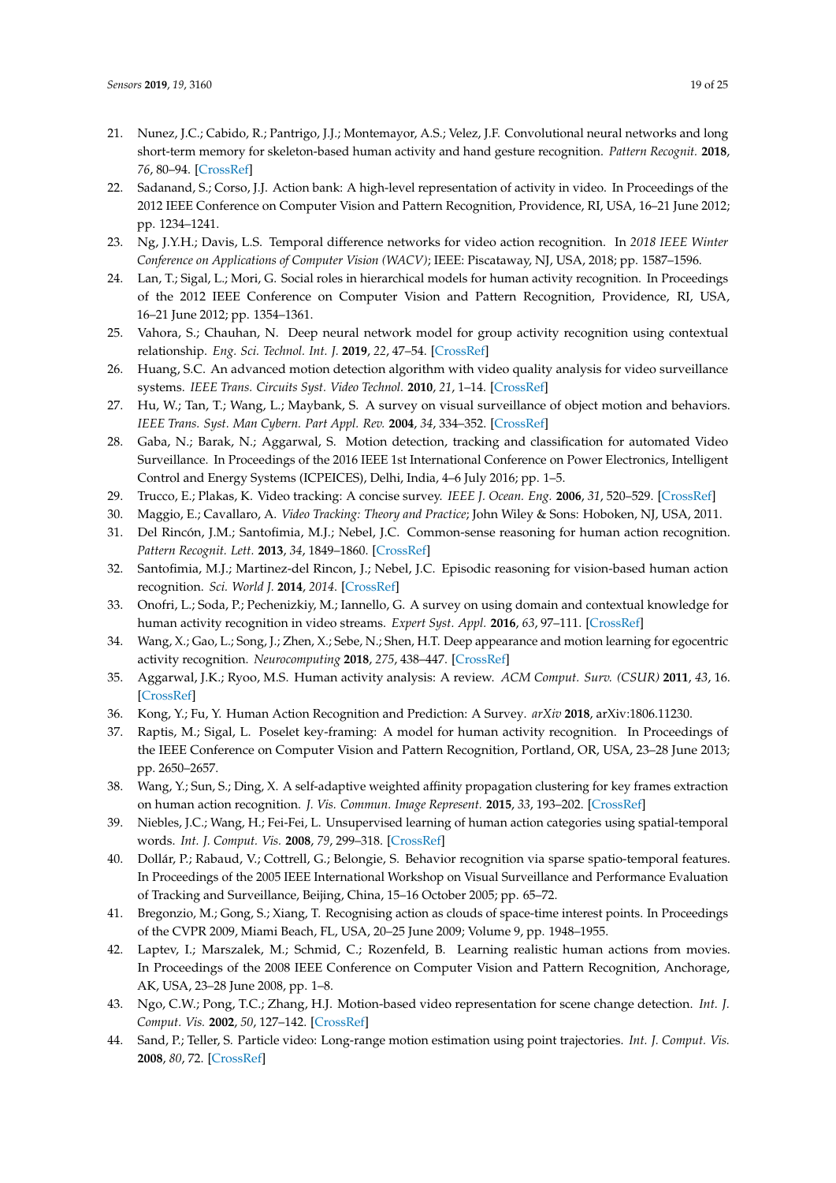21. Nunez, J.C.; Cabido, R.; Pantrigo, J.J.; Montemayor, A.S.; Velez, J.F. Convolutional neural networks and long short-term memory for skeleton-based human activity and hand gesture recognition. *Pattern Recognit.* **2018**, *76*, 80–94. [CrossRef]
22. Sadanand, S.; Corso, J.J. Action bank: A high-level representation of activity in video. In Proceedings of the 2012 IEEE Conference on Computer Vision and Pattern Recognition, Providence, RI, USA, 16–21 June 2012; pp. 1234–1241.
23. Ng, J.Y.H.; Davis, L.S. Temporal difference networks for video action recognition. In *2018 IEEE Winter Conference on Applications of Computer Vision (WACV)*; IEEE: Piscataway, NJ, USA, 2018; pp. 1587–1596.
24. Lan, T.; Sigal, L.; Mori, G. Social roles in hierarchical models for human activity recognition. In Proceedings of the 2012 IEEE Conference on Computer Vision and Pattern Recognition, Providence, RI, USA, 16–21 June 2012; pp. 1354–1361.
25. Vahora, S.; Chauhan, N. Deep neural network model for group activity recognition using contextual relationship. *Eng. Sci. Technol. Int. J.* **2019**, *22*, 47–54. [CrossRef]
26. Huang, S.C. An advanced motion detection algorithm with video quality analysis for video surveillance systems. *IEEE Trans. Circuits Syst. Video Technol.* **2010**, *21*, 1–14. [CrossRef]
27. Hu, W.; Tan, T.; Wang, L.; Maybank, S. A survey on visual surveillance of object motion and behaviors. *IEEE Trans. Syst. Man Cybern. Part Appl. Rev.* **2004**, *34*, 334–352. [CrossRef]
28. Gaba, N.; Barak, N.; Aggarwal, S. Motion detection, tracking and classification for automated Video Surveillance. In Proceedings of the 2016 IEEE 1st International Conference on Power Electronics, Intelligent Control and Energy Systems (ICPEICES), Delhi, India, 4–6 July 2016; pp. 1–5.
29. Trucco, E.; Plakas, K. Video tracking: A concise survey. *IEEE J. Ocean. Eng.* **2006**, *31*, 520–529. [CrossRef]
30. Maggio, E.; Cavallaro, A. *Video Tracking: Theory and Practice*; John Wiley & Sons: Hoboken, NJ, USA, 2011.
31. Del Rincón, J.M.; Santofimia, M.J.; Nebel, J.C. Common-sense reasoning for human action recognition. *Pattern Recognit. Lett.* **2013**, *34*, 1849–1860. [CrossRef]
32. Santofimia, M.J.; Martinez-del Rincon, J.; Nebel, J.C. Episodic reasoning for vision-based human action recognition. *Sci. World J.* **2014**, *2014*. [CrossRef]
33. Onofri, L.; Soda, P.; Pechenizkiy, M.; Iannello, G. A survey on using domain and contextual knowledge for human activity recognition in video streams. *Expert Syst. Appl.* **2016**, *63*, 97–111. [CrossRef]
34. Wang, X.; Gao, L.; Song, J.; Zhen, X.; Sebe, N.; Shen, H.T. Deep appearance and motion learning for egocentric activity recognition. *Neurocomputing* **2018**, *275*, 438–447. [CrossRef]
35. Aggarwal, J.K.; Ryoo, M.S. Human activity analysis: A review. *ACM Comput. Surv. (CSUR)* **2011**, *43*, 16. [CrossRef]
36. Kong, Y.; Fu, Y. Human Action Recognition and Prediction: A Survey. *arXiv* **2018**, arXiv:1806.11230.
37. Raptis, M.; Sigal, L. Poselet key-framing: A model for human activity recognition. In Proceedings of the IEEE Conference on Computer Vision and Pattern Recognition, Portland, OR, USA, 23–28 June 2013; pp. 2650–2657.
38. Wang, Y.; Sun, S.; Ding, X. A self-adaptive weighted affinity propagation clustering for key frames extraction on human action recognition. *J. Vis. Commun. Image Represent.* **2015**, *33*, 193–202. [CrossRef]
39. Niebles, J.C.; Wang, H.; Fei-Fei, L. Unsupervised learning of human action categories using spatial-temporal words. *Int. J. Comput. Vis.* **2008**, *79*, 299–318. [CrossRef]
40. Dollár, P.; Rabaud, V.; Cottrell, G.; Belongie, S. Behavior recognition via sparse spatio-temporal features. In Proceedings of the 2005 IEEE International Workshop on Visual Surveillance and Performance Evaluation of Tracking and Surveillance, Beijing, China, 15–16 October 2005; pp. 65–72.
41. Bregonzio, M.; Gong, S.; Xiang, T. Recognising action as clouds of space-time interest points. In Proceedings of the CVPR 2009, Miami Beach, FL, USA, 20–25 June 2009; Volume 9, pp. 1948–1955.
42. Laptev, I.; Marszalek, M.; Schmid, C.; Rozenfeld, B. Learning realistic human actions from movies. In Proceedings of the 2008 IEEE Conference on Computer Vision and Pattern Recognition, Anchorage, AK, USA, 23–28 June 2008, pp. 1–8.
43. Ngo, C.W.; Pong, T.C.; Zhang, H.J. Motion-based video representation for scene change detection. *Int. J. Comput. Vis.* **2002**, *50*, 127–142. [CrossRef]
44. Sand, P.; Teller, S. Particle video: Long-range motion estimation using point trajectories. *Int. J. Comput. Vis.* **2008**, *80*, 72. [CrossRef]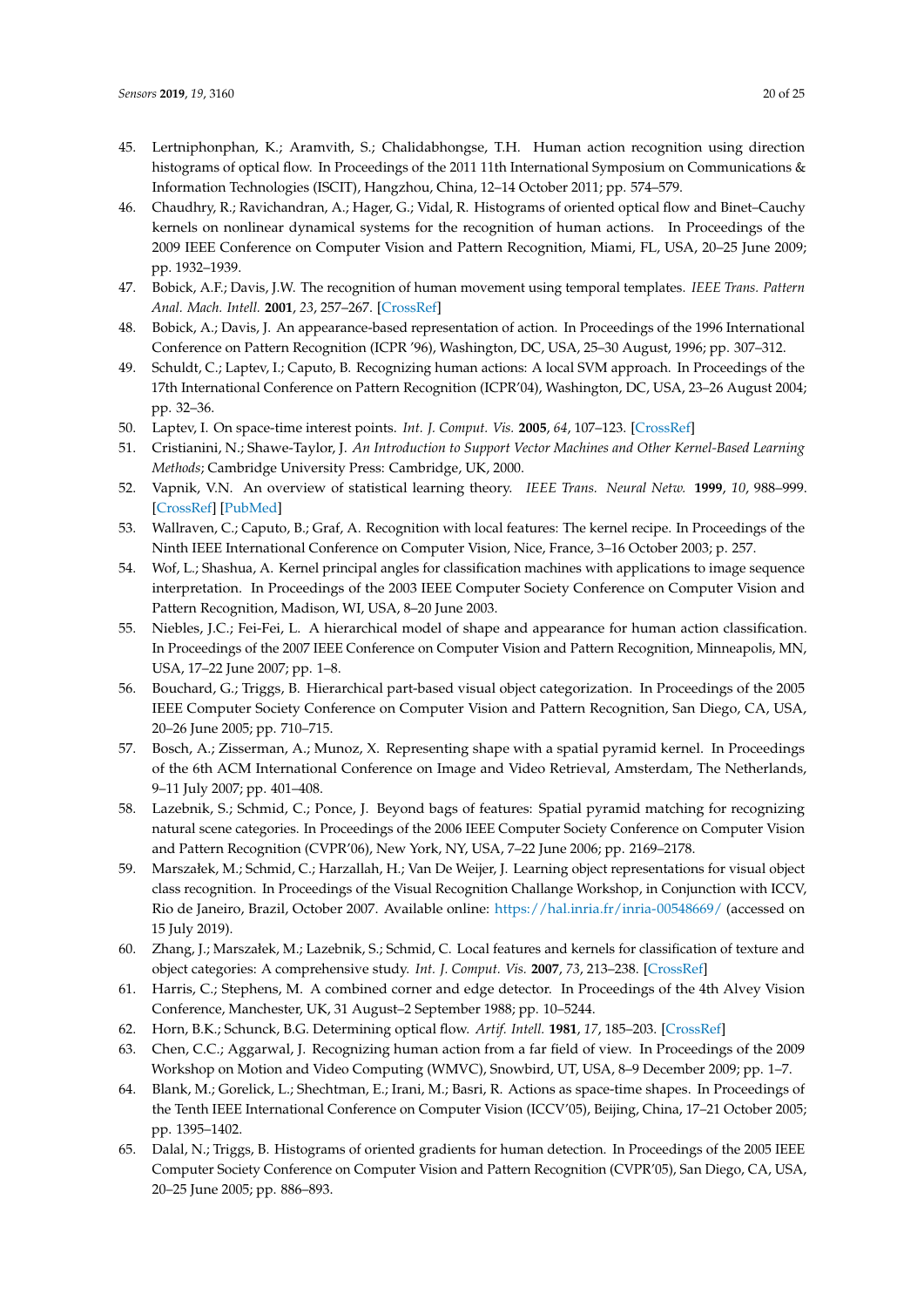45. Lertniphonphan, K.; Aramvith, S.; Chalidabhongse, T.H. Human action recognition using direction histograms of optical flow. In Proceedings of the 2011 11th International Symposium on Communications & Information Technologies (ISCIT), Hangzhou, China, 12–14 October 2011; pp. 574–579.
46. Chaudhry, R.; Ravichandran, A.; Hager, G.; Vidal, R. Histograms of oriented optical flow and Binet–Cauchy kernels on nonlinear dynamical systems for the recognition of human actions. In Proceedings of the 2009 IEEE Conference on Computer Vision and Pattern Recognition, Miami, FL, USA, 20–25 June 2009; pp. 1932–1939.
47. Bobick, A.F.; Davis, J.W. The recognition of human movement using temporal templates. *IEEE Trans. Pattern Anal. Mach. Intell.* **2001**, *23*, 257–267. [CrossRef]
48. Bobick, A.; Davis, J. An appearance-based representation of action. In Proceedings of the 1996 International Conference on Pattern Recognition (ICPR '96), Washington, DC, USA, 25–30 August, 1996; pp. 307–312.
49. Schuldt, C.; Laptev, I.; Caputo, B. Recognizing human actions: A local SVM approach. In Proceedings of the 17th International Conference on Pattern Recognition (ICPR'04), Washington, DC, USA, 23–26 August 2004; pp. 32–36.
50. Laptev, I. On space-time interest points. *Int. J. Comput. Vis.* **2005**, *64*, 107–123. [CrossRef]
51. Cristianini, N.; Shawe-Taylor, J. *An Introduction to Support Vector Machines and Other Kernel-Based Learning Methods*; Cambridge University Press: Cambridge, UK, 2000.
52. Vapnik, V.N. An overview of statistical learning theory. *IEEE Trans. Neural Netw.* **1999**, *10*, 988–999. [CrossRef] [PubMed]
53. Wallraven, C.; Caputo, B.; Graf, A. Recognition with local features: The kernel recipe. In Proceedings of the Ninth IEEE International Conference on Computer Vision, Nice, France, 3–16 October 2003; p. 257.
54. Wof, L.; Shashua, A. Kernel principal angles for classification machines with applications to image sequence interpretation. In Proceedings of the 2003 IEEE Computer Society Conference on Computer Vision and Pattern Recognition, Madison, WI, USA, 8–20 June 2003.
55. Niebles, J.C.; Fei-Fei, L. A hierarchical model of shape and appearance for human action classification. In Proceedings of the 2007 IEEE Conference on Computer Vision and Pattern Recognition, Minneapolis, MN, USA, 17–22 June 2007; pp. 1–8.
56. Bouchard, G.; Triggs, B. Hierarchical part-based visual object categorization. In Proceedings of the 2005 IEEE Computer Society Conference on Computer Vision and Pattern Recognition, San Diego, CA, USA, 20–26 June 2005; pp. 710–715.
57. Bosch, A.; Zisserman, A.; Munoz, X. Representing shape with a spatial pyramid kernel. In Proceedings of the 6th ACM International Conference on Image and Video Retrieval, Amsterdam, The Netherlands, 9–11 July 2007; pp. 401–408.
58. Lazebnik, S.; Schmid, C.; Ponce, J. Beyond bags of features: Spatial pyramid matching for recognizing natural scene categories. In Proceedings of the 2006 IEEE Computer Society Conference on Computer Vision and Pattern Recognition (CVPR'06), New York, NY, USA, 7–22 June 2006; pp. 2169–2178.
59. Marszałek, M.; Schmid, C.; Harzallah, H.; Van De Weijer, J. Learning object representations for visual object class recognition. In Proceedings of the Visual Recognition Challange Workshop, in Conjunction with ICCV, Rio de Janeiro, Brazil, October 2007. Available online: https://hal.inria.fr/inria-00548669/ (accessed on 15 July 2019).
60. Zhang, J.; Marszałek, M.; Lazebnik, S.; Schmid, C. Local features and kernels for classification of texture and object categories: A comprehensive study. *Int. J. Comput. Vis.* **2007**, *73*, 213–238. [CrossRef]
61. Harris, C.; Stephens, M. A combined corner and edge detector. In Proceedings of the 4th Alvey Vision Conference, Manchester, UK, 31 August–2 September 1988; pp. 10–5244.
62. Horn, B.K.; Schunck, B.G. Determining optical flow. *Artif. Intell.* **1981**, *17*, 185–203. [CrossRef]
63. Chen, C.C.; Aggarwal, J. Recognizing human action from a far field of view. In Proceedings of the 2009 Workshop on Motion and Video Computing (WMVC), Snowbird, UT, USA, 8–9 December 2009; pp. 1–7.
64. Blank, M.; Gorelick, L.; Shechtman, E.; Irani, M.; Basri, R. Actions as space-time shapes. In Proceedings of the Tenth IEEE International Conference on Computer Vision (ICCV'05), Beijing, China, 17–21 October 2005; pp. 1395–1402.
65. Dalal, N.; Triggs, B. Histograms of oriented gradients for human detection. In Proceedings of the 2005 IEEE Computer Society Conference on Computer Vision and Pattern Recognition (CVPR'05), San Diego, CA, USA, 20–25 June 2005; pp. 886–893.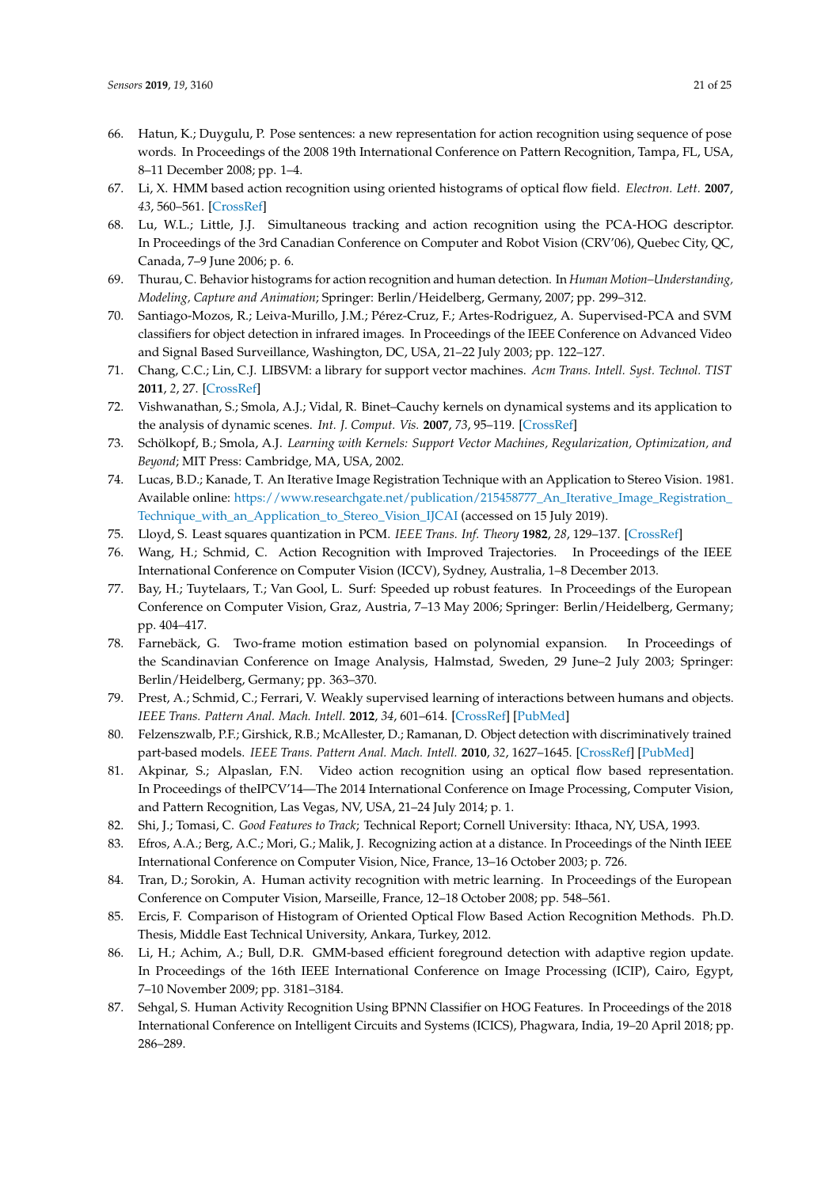66. Hatun, K.; Duygulu, P. Pose sentences: a new representation for action recognition using sequence of pose words. In Proceedings of the 2008 19th International Conference on Pattern Recognition, Tampa, FL, USA, 8–11 December 2008; pp. 1–4.
67. Li, X. HMM based action recognition using oriented histograms of optical flow field. *Electron. Lett.* **2007**, *43*, 560–561. [CrossRef]
68. Lu, W.L.; Little, J.J. Simultaneous tracking and action recognition using the PCA-HOG descriptor. In Proceedings of the 3rd Canadian Conference on Computer and Robot Vision (CRV'06), Quebec City, QC, Canada, 7–9 June 2006; p. 6.
69. Thurau, C. Behavior histograms for action recognition and human detection. In *Human Motion–Understanding, Modeling, Capture and Animation*; Springer: Berlin/Heidelberg, Germany, 2007; pp. 299–312.
70. Santiago-Mozos, R.; Leiva-Murillo, J.M.; Pérez-Cruz, F.; Artes-Rodriguez, A. Supervised-PCA and SVM classifiers for object detection in infrared images. In Proceedings of the IEEE Conference on Advanced Video and Signal Based Surveillance, Washington, DC, USA, 21–22 July 2003; pp. 122–127.
71. Chang, C.C.; Lin, C.J. LIBSVM: a library for support vector machines. *Acm Trans. Intell. Syst. Technol. TIST* **2011**, *2*, 27. [CrossRef]
72. Vishwanathan, S.; Smola, A.J.; Vidal, R. Binet–Cauchy kernels on dynamical systems and its application to the analysis of dynamic scenes. *Int. J. Comput. Vis.* **2007**, *73*, 95–119. [CrossRef]
73. Schölkopf, B.; Smola, A.J. *Learning with Kernels: Support Vector Machines, Regularization, Optimization, and Beyond*; MIT Press: Cambridge, MA, USA, 2002.
74. Lucas, B.D.; Kanade, T. An Iterative Image Registration Technique with an Application to Stereo Vision. 1981. Available online: https://www.researchgate.net/publication/215458777_An_Iterative_Image_Registration_Technique_with_an_Application_to_Stereo_Vision_IJCAI (accessed on 15 July 2019).
75. Lloyd, S. Least squares quantization in PCM. *IEEE Trans. Inf. Theory* **1982**, *28*, 129–137. [CrossRef]
76. Wang, H.; Schmid, C. Action Recognition with Improved Trajectories. In Proceedings of the IEEE International Conference on Computer Vision (ICCV), Sydney, Australia, 1–8 December 2013.
77. Bay, H.; Tuytelaars, T.; Van Gool, L. Surf: Speeded up robust features. In Proceedings of the European Conference on Computer Vision, Graz, Austria, 7–13 May 2006; Springer: Berlin/Heidelberg, Germany; pp. 404–417.
78. Farnebäck, G. Two-frame motion estimation based on polynomial expansion. In Proceedings of the Scandinavian Conference on Image Analysis, Halmstad, Sweden, 29 June–2 July 2003; Springer: Berlin/Heidelberg, Germany; pp. 363–370.
79. Prest, A.; Schmid, C.; Ferrari, V. Weakly supervised learning of interactions between humans and objects. *IEEE Trans. Pattern Anal. Mach. Intell.* **2012**, *34*, 601–614. [CrossRef] [PubMed]
80. Felzenszwalb, P.F.; Girshick, R.B.; McAllester, D.; Ramanan, D. Object detection with discriminatively trained part-based models. *IEEE Trans. Pattern Anal. Mach. Intell.* **2010**, *32*, 1627–1645. [CrossRef] [PubMed]
81. Akpinar, S.; Alpaslan, F.N. Video action recognition using an optical flow based representation. In Proceedings of theIPCV'14—The 2014 International Conference on Image Processing, Computer Vision, and Pattern Recognition, Las Vegas, NV, USA, 21–24 July 2014; p. 1.
82. Shi, J.; Tomasi, C. *Good Features to Track*; Technical Report; Cornell University: Ithaca, NY, USA, 1993.
83. Efros, A.A.; Berg, A.C.; Mori, G.; Malik, J. Recognizing action at a distance. In Proceedings of the Ninth IEEE International Conference on Computer Vision, Nice, France, 13–16 October 2003; p. 726.
84. Tran, D.; Sorokin, A. Human activity recognition with metric learning. In Proceedings of the European Conference on Computer Vision, Marseille, France, 12–18 October 2008; pp. 548–561.
85. Ercis, F. Comparison of Histogram of Oriented Optical Flow Based Action Recognition Methods. Ph.D. Thesis, Middle East Technical University, Ankara, Turkey, 2012.
86. Li, H.; Achim, A.; Bull, D.R. GMM-based efficient foreground detection with adaptive region update. In Proceedings of the 16th IEEE International Conference on Image Processing (ICIP), Cairo, Egypt, 7–10 November 2009; pp. 3181–3184.
87. Sehgal, S. Human Activity Recognition Using BPNN Classifier on HOG Features. In Proceedings of the 2018 International Conference on Intelligent Circuits and Systems (ICICS), Phagwara, India, 19–20 April 2018; pp. 286–289.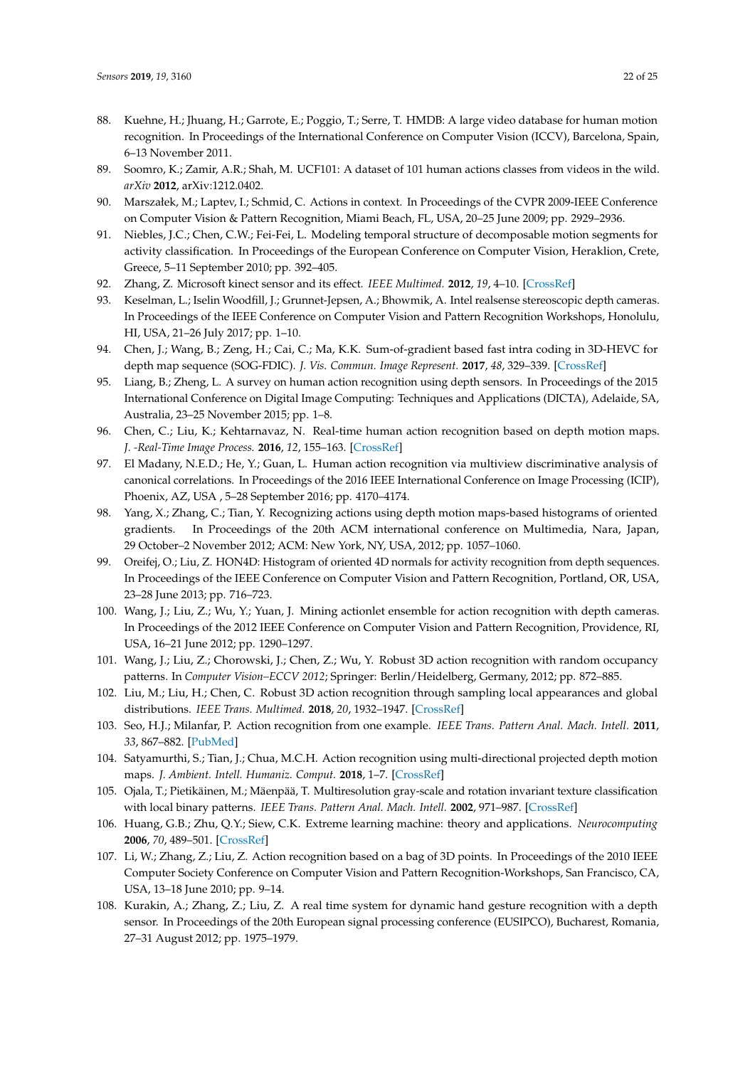88. Kuehne, H.; Jhuang, H.; Garrote, E.; Poggio, T.; Serre, T. HMDB: A large video database for human motion recognition. In Proceedings of the International Conference on Computer Vision (ICCV), Barcelona, Spain, 6–13 November 2011.
89. Soomro, K.; Zamir, A.R.; Shah, M. UCF101: A dataset of 101 human actions classes from videos in the wild. *arXiv* **2012**, arXiv:1212.0402.
90. Marszałek, M.; Laptev, I.; Schmid, C. Actions in context. In Proceedings of the CVPR 2009-IEEE Conference on Computer Vision & Pattern Recognition, Miami Beach, FL, USA, 20–25 June 2009; pp. 2929–2936.
91. Niebles, J.C.; Chen, C.W.; Fei-Fei, L. Modeling temporal structure of decomposable motion segments for activity classification. In Proceedings of the European Conference on Computer Vision, Heraklion, Crete, Greece, 5–11 September 2010; pp. 392–405.
92. Zhang, Z. Microsoft kinect sensor and its effect. *IEEE Multimed.* **2012**, *19*, 4–10. [CrossRef]
93. Keselman, L.; Iselin Woodfill, J.; Grunnet-Jepsen, A.; Bhowmik, A. Intel realsense stereoscopic depth cameras. In Proceedings of the IEEE Conference on Computer Vision and Pattern Recognition Workshops, Honolulu, HI, USA, 21–26 July 2017; pp. 1–10.
94. Chen, J.; Wang, B.; Zeng, H.; Cai, C.; Ma, K.K. Sum-of-gradient based fast intra coding in 3D-HEVC for depth map sequence (SOG-FDIC). *J. Vis. Commun. Image Represent.* **2017**, *48*, 329–339. [CrossRef]
95. Liang, B.; Zheng, L. A survey on human action recognition using depth sensors. In Proceedings of the 2015 International Conference on Digital Image Computing: Techniques and Applications (DICTA), Adelaide, SA, Australia, 23–25 November 2015; pp. 1–8.
96. Chen, C.; Liu, K.; Kehtarnavaz, N. Real-time human action recognition based on depth motion maps. *J. -Real-Time Image Process.* **2016**, *12*, 155–163. [CrossRef]
97. El Madany, N.E.D.; He, Y.; Guan, L. Human action recognition via multiview discriminative analysis of canonical correlations. In Proceedings of the 2016 IEEE International Conference on Image Processing (ICIP), Phoenix, AZ, USA , 5–28 September 2016; pp. 4170–4174.
98. Yang, X.; Zhang, C.; Tian, Y. Recognizing actions using depth motion maps-based histograms of oriented gradients. In Proceedings of the 20th ACM international conference on Multimedia, Nara, Japan, 29 October–2 November 2012; ACM: New York, NY, USA, 2012; pp. 1057–1060.
99. Oreifej, O.; Liu, Z. HON4D: Histogram of oriented 4D normals for activity recognition from depth sequences. In Proceedings of the IEEE Conference on Computer Vision and Pattern Recognition, Portland, OR, USA, 23–28 June 2013; pp. 716–723.
100. Wang, J.; Liu, Z.; Wu, Y.; Yuan, J. Mining actionlet ensemble for action recognition with depth cameras. In Proceedings of the 2012 IEEE Conference on Computer Vision and Pattern Recognition, Providence, RI, USA, 16–21 June 2012; pp. 1290–1297.
101. Wang, J.; Liu, Z.; Chorowski, J.; Chen, Z.; Wu, Y. Robust 3D action recognition with random occupancy patterns. In *Computer Vision–ECCV 2012*; Springer: Berlin/Heidelberg, Germany, 2012; pp. 872–885.
102. Liu, M.; Liu, H.; Chen, C. Robust 3D action recognition through sampling local appearances and global distributions. *IEEE Trans. Multimed.* **2018**, *20*, 1932–1947. [CrossRef]
103. Seo, H.J.; Milanfar, P. Action recognition from one example. *IEEE Trans. Pattern Anal. Mach. Intell.* **2011**, *33*, 867–882. [PubMed]
104. Satyamurthi, S.; Tian, J.; Chua, M.C.H. Action recognition using multi-directional projected depth motion maps. *J. Ambient. Intell. Humaniz. Comput.* **2018**, 1–7. [CrossRef]
105. Ojala, T.; Pietikäinen, M.; Mäenpää, T. Multiresolution gray-scale and rotation invariant texture classification with local binary patterns. *IEEE Trans. Pattern Anal. Mach. Intell.* **2002**, 971–987. [CrossRef]
106. Huang, G.B.; Zhu, Q.Y.; Siew, C.K. Extreme learning machine: theory and applications. *Neurocomputing* **2006**, *70*, 489–501. [CrossRef]
107. Li, W.; Zhang, Z.; Liu, Z. Action recognition based on a bag of 3D points. In Proceedings of the 2010 IEEE Computer Society Conference on Computer Vision and Pattern Recognition-Workshops, San Francisco, CA, USA, 13–18 June 2010; pp. 9–14.
108. Kurakin, A.; Zhang, Z.; Liu, Z. A real time system for dynamic hand gesture recognition with a depth sensor. In Proceedings of the 20th European signal processing conference (EUSIPCO), Bucharest, Romania, 27–31 August 2012; pp. 1975–1979.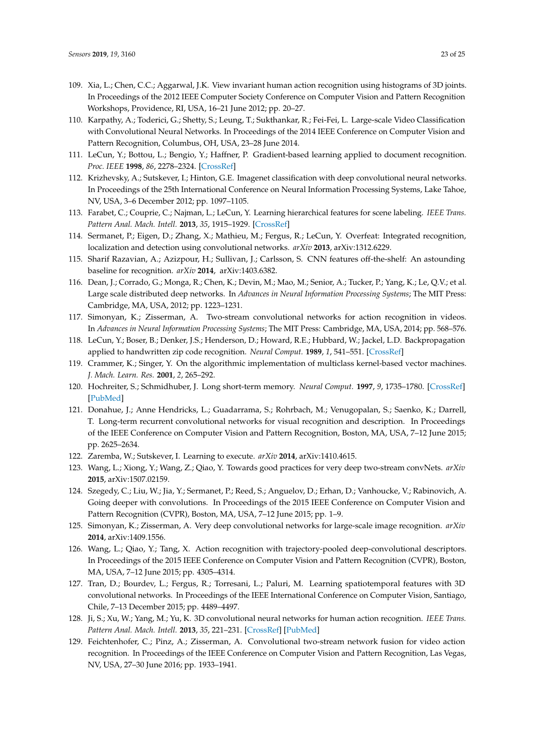109. Xia, L.; Chen, C.C.; Aggarwal, J.K. View invariant human action recognition using histograms of 3D joints. In Proceedings of the 2012 IEEE Computer Society Conference on Computer Vision and Pattern Recognition Workshops, Providence, RI, USA, 16–21 June 2012; pp. 20–27.
110. Karpathy, A.; Toderici, G.; Shetty, S.; Leung, T.; Sukthankar, R.; Fei-Fei, L. Large-scale Video Classification with Convolutional Neural Networks. In Proceedings of the 2014 IEEE Conference on Computer Vision and Pattern Recognition, Columbus, OH, USA, 23–28 June 2014.
111. LeCun, Y.; Bottou, L.; Bengio, Y.; Haffner, P. Gradient-based learning applied to document recognition. *Proc. IEEE* **1998**, *86*, 2278–2324. [CrossRef]
112. Krizhevsky, A.; Sutskever, I.; Hinton, G.E. Imagenet classification with deep convolutional neural networks. In Proceedings of the 25th International Conference on Neural Information Processing Systems, Lake Tahoe, NV, USA, 3–6 December 2012; pp. 1097–1105.
113. Farabet, C.; Couprie, C.; Najman, L.; LeCun, Y. Learning hierarchical features for scene labeling. *IEEE Trans. Pattern Anal. Mach. Intell.* **2013**, *35*, 1915–1929. [CrossRef]
114. Sermanet, P.; Eigen, D.; Zhang, X.; Mathieu, M.; Fergus, R.; LeCun, Y. Overfeat: Integrated recognition, localization and detection using convolutional networks. *arXiv* **2013**, arXiv:1312.6229.
115. Sharif Razavian, A.; Azizpour, H.; Sullivan, J.; Carlsson, S. CNN features off-the-shelf: An astounding baseline for recognition. *arXiv* **2014**, arXiv:1403.6382.
116. Dean, J.; Corrado, G.; Monga, R.; Chen, K.; Devin, M.; Mao, M.; Senior, A.; Tucker, P.; Yang, K.; Le, Q.V.; et al. Large scale distributed deep networks. In *Advances in Neural Information Processing Systems*; The MIT Press: Cambridge, MA, USA, 2012; pp. 1223–1231.
117. Simonyan, K.; Zisserman, A. Two-stream convolutional networks for action recognition in videos. In *Advances in Neural Information Processing Systems*; The MIT Press: Cambridge, MA, USA, 2014; pp. 568–576.
118. LeCun, Y.; Boser, B.; Denker, J.S.; Henderson, D.; Howard, R.E.; Hubbard, W.; Jackel, L.D. Backpropagation applied to handwritten zip code recognition. *Neural Comput.* **1989**, *1*, 541–551. [CrossRef]
119. Crammer, K.; Singer, Y. On the algorithmic implementation of multiclass kernel-based vector machines. *J. Mach. Learn. Res.* **2001**, *2*, 265–292.
120. Hochreiter, S.; Schmidhuber, J. Long short-term memory. *Neural Comput.* **1997**, *9*, 1735–1780. [CrossRef] [PubMed]
121. Donahue, J.; Anne Hendricks, L.; Guadarrama, S.; Rohrbach, M.; Venugopalan, S.; Saenko, K.; Darrell, T. Long-term recurrent convolutional networks for visual recognition and description. In Proceedings of the IEEE Conference on Computer Vision and Pattern Recognition, Boston, MA, USA, 7–12 June 2015; pp. 2625–2634.
122. Zaremba, W.; Sutskever, I. Learning to execute. *arXiv* **2014**, arXiv:1410.4615.
123. Wang, L.; Xiong, Y.; Wang, Z.; Qiao, Y. Towards good practices for very deep two-stream convNets. *arXiv* **2015**, arXiv:1507.02159.
124. Szegedy, C.; Liu, W.; Jia, Y.; Sermanet, P.; Reed, S.; Anguelov, D.; Erhan, D.; Vanhoucke, V.; Rabinovich, A. Going deeper with convolutions. In Proceedings of the 2015 IEEE Conference on Computer Vision and Pattern Recognition (CVPR), Boston, MA, USA, 7–12 June 2015; pp. 1–9.
125. Simonyan, K.; Zisserman, A. Very deep convolutional networks for large-scale image recognition. *arXiv* **2014**, arXiv:1409.1556.
126. Wang, L.; Qiao, Y.; Tang, X. Action recognition with trajectory-pooled deep-convolutional descriptors. In Proceedings of the 2015 IEEE Conference on Computer Vision and Pattern Recognition (CVPR), Boston, MA, USA, 7–12 June 2015; pp. 4305–4314.
127. Tran, D.; Bourdev, L.; Fergus, R.; Torresani, L.; Paluri, M. Learning spatiotemporal features with 3D convolutional networks. In Proceedings of the IEEE International Conference on Computer Vision, Santiago, Chile, 7–13 December 2015; pp. 4489–4497.
128. Ji, S.; Xu, W.; Yang, M.; Yu, K. 3D convolutional neural networks for human action recognition. *IEEE Trans. Pattern Anal. Mach. Intell.* **2013**, *35*, 221–231. [CrossRef] [PubMed]
129. Feichtenhofer, C.; Pinz, A.; Zisserman, A. Convolutional two-stream network fusion for video action recognition. In Proceedings of the IEEE Conference on Computer Vision and Pattern Recognition, Las Vegas, NV, USA, 27–30 June 2016; pp. 1933–1941.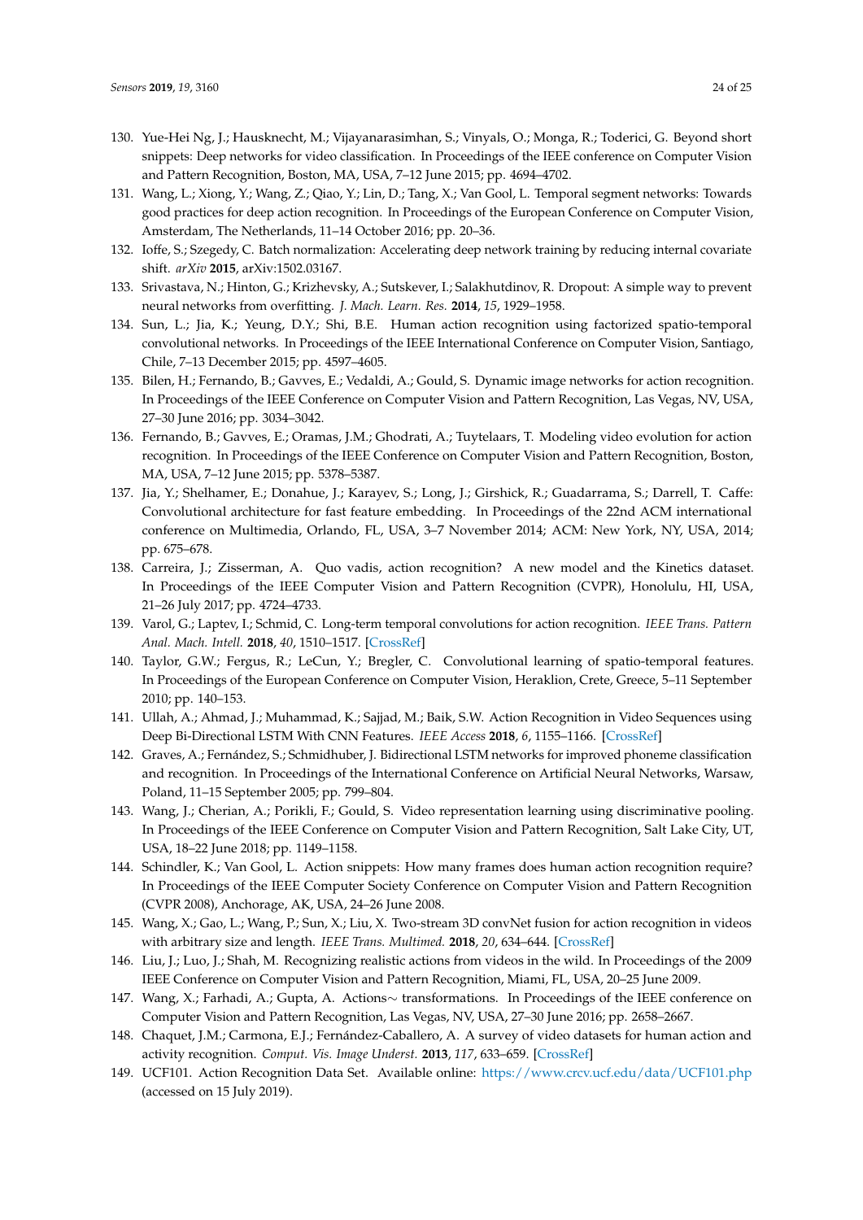130. Yue-Hei Ng, J.; Hausknecht, M.; Vijayanarasimhan, S.; Vinyals, O.; Monga, R.; Toderici, G. Beyond short snippets: Deep networks for video classification. In Proceedings of the IEEE conference on Computer Vision and Pattern Recognition, Boston, MA, USA, 7–12 June 2015; pp. 4694–4702.
131. Wang, L.; Xiong, Y.; Wang, Z.; Qiao, Y.; Lin, D.; Tang, X.; Van Gool, L. Temporal segment networks: Towards good practices for deep action recognition. In Proceedings of the European Conference on Computer Vision, Amsterdam, The Netherlands, 11–14 October 2016; pp. 20–36.
132. Ioffe, S.; Szegedy, C. Batch normalization: Accelerating deep network training by reducing internal covariate shift. *arXiv* **2015**, arXiv:1502.03167.
133. Srivastava, N.; Hinton, G.; Krizhevsky, A.; Sutskever, I.; Salakhutdinov, R. Dropout: A simple way to prevent neural networks from overfitting. *J. Mach. Learn. Res.* **2014**, *15*, 1929–1958.
134. Sun, L.; Jia, K.; Yeung, D.Y.; Shi, B.E. Human action recognition using factorized spatio-temporal convolutional networks. In Proceedings of the IEEE International Conference on Computer Vision, Santiago, Chile, 7–13 December 2015; pp. 4597–4605.
135. Bilen, H.; Fernando, B.; Gavves, E.; Vedaldi, A.; Gould, S. Dynamic image networks for action recognition. In Proceedings of the IEEE Conference on Computer Vision and Pattern Recognition, Las Vegas, NV, USA, 27–30 June 2016; pp. 3034–3042.
136. Fernando, B.; Gavves, E.; Oramas, J.M.; Ghodrati, A.; Tuytelaars, T. Modeling video evolution for action recognition. In Proceedings of the IEEE Conference on Computer Vision and Pattern Recognition, Boston, MA, USA, 7–12 June 2015; pp. 5378–5387.
137. Jia, Y.; Shelhamer, E.; Donahue, J.; Karayev, S.; Long, J.; Girshick, R.; Guadarrama, S.; Darrell, T. Caffe: Convolutional architecture for fast feature embedding. In Proceedings of the 22nd ACM international conference on Multimedia, Orlando, FL, USA, 3–7 November 2014; ACM: New York, NY, USA, 2014; pp. 675–678.
138. Carreira, J.; Zisserman, A. Quo vadis, action recognition? A new model and the Kinetics dataset. In Proceedings of the IEEE Computer Vision and Pattern Recognition (CVPR), Honolulu, HI, USA, 21–26 July 2017; pp. 4724–4733.
139. Varol, G.; Laptev, I.; Schmid, C. Long-term temporal convolutions for action recognition. *IEEE Trans. Pattern Anal. Mach. Intell.* **2018**, *40*, 1510–1517. [CrossRef]
140. Taylor, G.W.; Fergus, R.; LeCun, Y.; Bregler, C. Convolutional learning of spatio-temporal features. In Proceedings of the European Conference on Computer Vision, Heraklion, Crete, Greece, 5–11 September 2010; pp. 140–153.
141. Ullah, A.; Ahmad, J.; Muhammad, K.; Sajjad, M.; Baik, S.W. Action Recognition in Video Sequences using Deep Bi-Directional LSTM With CNN Features. *IEEE Access* **2018**, *6*, 1155–1166. [CrossRef]
142. Graves, A.; Fernández, S.; Schmidhuber, J. Bidirectional LSTM networks for improved phoneme classification and recognition. In Proceedings of the International Conference on Artificial Neural Networks, Warsaw, Poland, 11–15 September 2005; pp. 799–804.
143. Wang, J.; Cherian, A.; Porikli, F.; Gould, S. Video representation learning using discriminative pooling. In Proceedings of the IEEE Conference on Computer Vision and Pattern Recognition, Salt Lake City, UT, USA, 18–22 June 2018; pp. 1149–1158.
144. Schindler, K.; Van Gool, L. Action snippets: How many frames does human action recognition require? In Proceedings of the IEEE Computer Society Conference on Computer Vision and Pattern Recognition (CVPR 2008), Anchorage, AK, USA, 24–26 June 2008.
145. Wang, X.; Gao, L.; Wang, P.; Sun, X.; Liu, X. Two-stream 3D convNet fusion for action recognition in videos with arbitrary size and length. *IEEE Trans. Multimed.* **2018**, *20*, 634–644. [CrossRef]
146. Liu, J.; Luo, J.; Shah, M. Recognizing realistic actions from videos in the wild. In Proceedings of the 2009 IEEE Conference on Computer Vision and Pattern Recognition, Miami, FL, USA, 20–25 June 2009.
147. Wang, X.; Farhadi, A.; Gupta, A. Actions∼ transformations. In Proceedings of the IEEE conference on Computer Vision and Pattern Recognition, Las Vegas, NV, USA, 27–30 June 2016; pp. 2658–2667.
148. Chaquet, J.M.; Carmona, E.J.; Fernández-Caballero, A. A survey of video datasets for human action and activity recognition. *Comput. Vis. Image Underst.* **2013**, *117*, 633–659. [CrossRef]
149. UCF101. Action Recognition Data Set. Available online: https://www.crcv.ucf.edu/data/UCF101.php (accessed on 15 July 2019).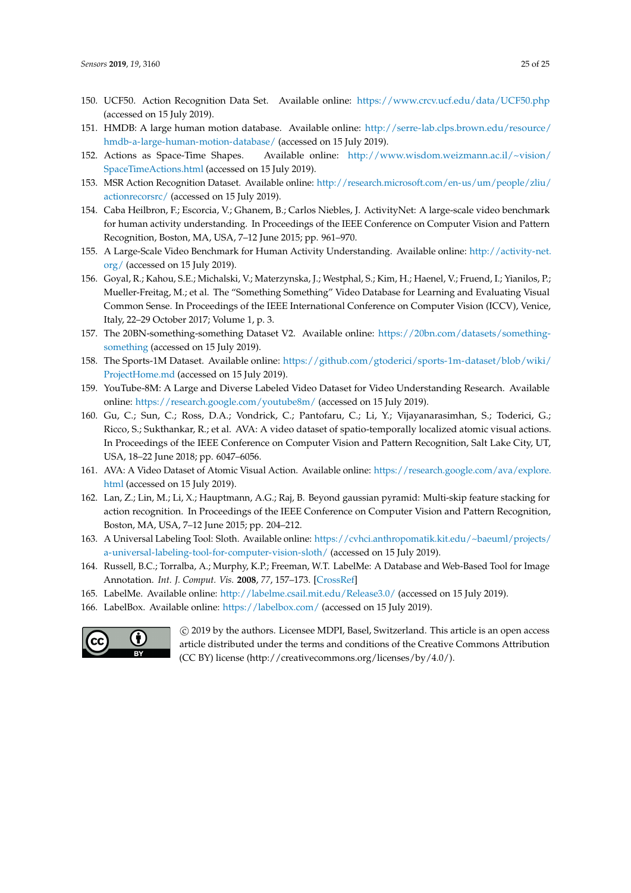150. UCF50. Action Recognition Data Set. Available online: https://www.crcv.ucf.edu/data/UCF50.php (accessed on 15 July 2019).
151. HMDB: A large human motion database. Available online: http://serre-lab.clps.brown.edu/resource/hmdb-a-large-human-motion-database/ (accessed on 15 July 2019).
152. Actions as Space-Time Shapes. Available online: http://www.wisdom.weizmann.ac.il/~vision/SpaceTimeActions.html (accessed on 15 July 2019).
153. MSR Action Recognition Dataset. Available online: http://research.microsoft.com/en-us/um/people/zliu/actionrecorsrc/ (accessed on 15 July 2019).
154. Caba Heilbron, F.; Escorcia, V.; Ghanem, B.; Carlos Niebles, J. ActivityNet: A large-scale video benchmark for human activity understanding. In Proceedings of the IEEE Conference on Computer Vision and Pattern Recognition, Boston, MA, USA, 7–12 June 2015; pp. 961–970.
155. A Large-Scale Video Benchmark for Human Activity Understanding. Available online: http://activity-net.org/ (accessed on 15 July 2019).
156. Goyal, R.; Kahou, S.E.; Michalski, V.; Materzynska, J.; Westphal, S.; Kim, H.; Haenel, V.; Fruend, I.; Yianilos, P.; Mueller-Freitag, M.; et al. The "Something Something" Video Database for Learning and Evaluating Visual Common Sense. In Proceedings of the IEEE International Conference on Computer Vision (ICCV), Venice, Italy, 22–29 October 2017; Volume 1, p. 3.
157. The 20BN-something-something Dataset V2. Available online: https://20bn.com/datasets/something-something (accessed on 15 July 2019).
158. The Sports-1M Dataset. Available online: https://github.com/gtoderici/sports-1m-dataset/blob/wiki/ProjectHome.md (accessed on 15 July 2019).
159. YouTube-8M: A Large and Diverse Labeled Video Dataset for Video Understanding Research. Available online: https://research.google.com/youtube8m/ (accessed on 15 July 2019).
160. Gu, C.; Sun, C.; Ross, D.A.; Vondrick, C.; Pantofaru, C.; Li, Y.; Vijayanarasimhan, S.; Toderici, G.; Ricco, S.; Sukthankar, R.; et al. AVA: A video dataset of spatio-temporally localized atomic visual actions. In Proceedings of the IEEE Conference on Computer Vision and Pattern Recognition, Salt Lake City, UT, USA, 18–22 June 2018; pp. 6047–6056.
161. AVA: A Video Dataset of Atomic Visual Action. Available online: https://research.google.com/ava/explore.html (accessed on 15 July 2019).
162. Lan, Z.; Lin, M.; Li, X.; Hauptmann, A.G.; Raj, B. Beyond gaussian pyramid: Multi-skip feature stacking for action recognition. In Proceedings of the IEEE Conference on Computer Vision and Pattern Recognition, Boston, MA, USA, 7–12 June 2015; pp. 204–212.
163. A Universal Labeling Tool: Sloth. Available online: https://cvhci.anthropomatik.kit.edu/~baeuml/projects/a-universal-labeling-tool-for-computer-vision-sloth/ (accessed on 15 July 2019).
164. Russell, B.C.; Torralba, A.; Murphy, K.P.; Freeman, W.T. LabelMe: A Database and Web-Based Tool for Image Annotation. *Int. J. Comput. Vis.* **2008**, *77*, 157–173. [CrossRef]
165. LabelMe. Available online: http://labelme.csail.mit.edu/Release3.0/ (accessed on 15 July 2019).
166. LabelBox. Available online: https://labelbox.com/ (accessed on 15 July 2019).

© 2019 by the authors. Licensee MDPI, Basel, Switzerland. This article is an open access article distributed under the terms and conditions of the Creative Commons Attribution (CC BY) license (http://creativecommons.org/licenses/by/4.0/).